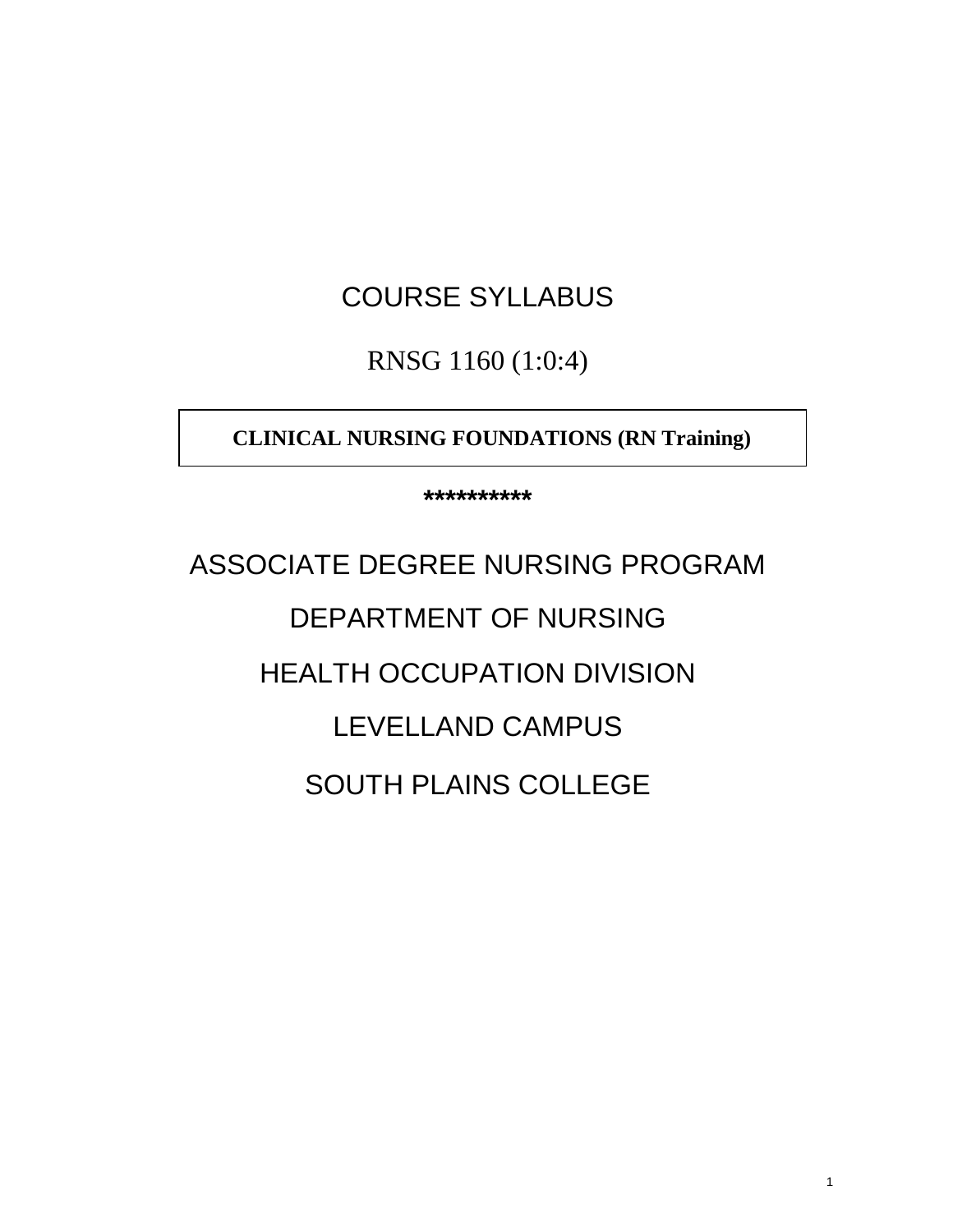# COURSE SYLLABUS

## RNSG 1160 (1:0:4)

**CLINICAL NURSING FOUNDATIONS (RN Training)**

**********

ASSOCIATE DEGREE NURSING PROGRAM

DEPARTMENT OF NURSING

HEALTH OCCUPATION DIVISION

LEVELLAND CAMPUS

SOUTH PLAINS COLLEGE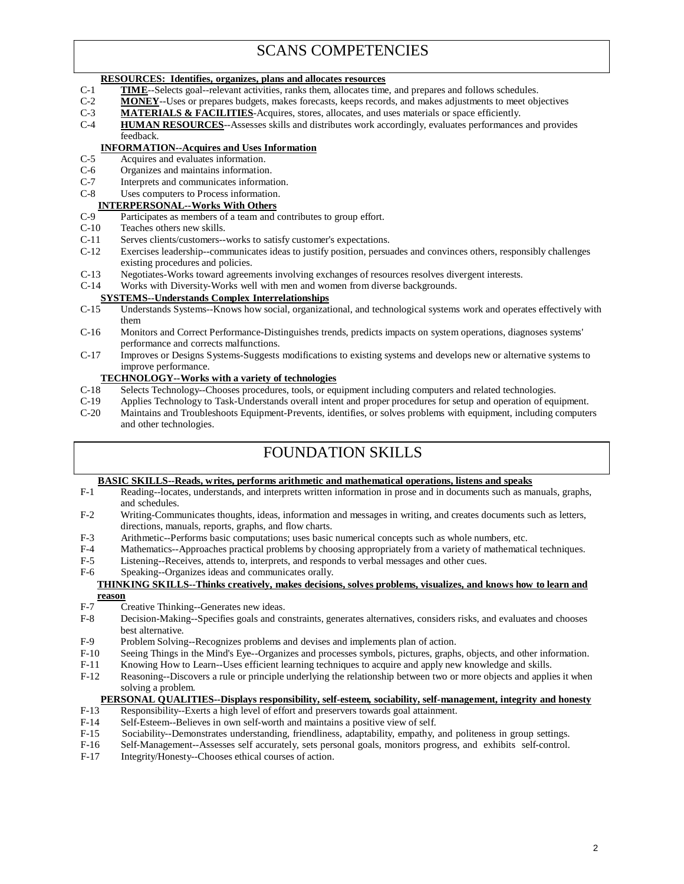# SCANS COMPETENCIES

**RESOURCES: Identifies, organizes, plans and allocates resources**

- C-1 **TIME**--Selects goal--relevant activities, ranks them, allocates time, and prepares and follows schedules.
- C-2 **MONEY**--Uses or prepares budgets, makes forecasts, keeps records, and makes adjustments to meet objectives
- C-3 **MATERIALS & FACILITIES**-Acquires, stores, allocates, and uses materials or space efficiently.
- C-4 **HUMAN RESOURCES**--Assesses skills and distributes work accordingly, evaluates performances and provides feedback.

**INFORMATION--Acquires and Uses Information**

- C-5 Acquires and evaluates information.
- C-6 Organizes and maintains information.
- C-7 Interprets and communicates information.
- C-8 Uses computers to Process information.

**INTERPERSONAL--Works With Others**

- C-9 Participates as members of a team and contributes to group effort.
- C-10 Teaches others new skills.
- C-11 Serves clients/customers--works to satisfy customer's expectations.
- C-12 Exercises leadership--communicates ideas to justify position, persuades and convinces others, responsibly challenges existing procedures and policies.
- C-13 Negotiates-Works toward agreements involving exchanges of resources resolves divergent interests.
- C-14 Works with Diversity-Works well with men and women from diverse backgrounds.

**SYSTEMS--Understands Complex Interrelationships**

- C-15 Understands Systems--Knows how social, organizational, and technological systems work and operates effectively with them
- C-16 Monitors and Correct Performance-Distinguishes trends, predicts impacts on system operations, diagnoses systems' performance and corrects malfunctions.
- C-17 Improves or Designs Systems-Suggests modifications to existing systems and develops new or alternative systems to improve performance.

**TECHNOLOGY--Works with a variety of technologies**

- C-18 Selects Technology--Chooses procedures, tools, or equipment including computers and related technologies.
- C-19 Applies Technology to Task-Understands overall intent and proper procedures for setup and operation of equipment.
- C-20 Maintains and Troubleshoots Equipment-Prevents, identifies, or solves problems with equipment, including computers and other technologies.

# FOUNDATION SKILLS

**BASIC SKILLS--Reads, writes, performs arithmetic and mathematical operations, listens and speaks**

- F-1 Reading--locates, understands, and interprets written information in prose and in documents such as manuals, graphs, and schedules.
- F-2 Writing-Communicates thoughts, ideas, information and messages in writing, and creates documents such as letters, directions, manuals, reports, graphs, and flow charts.
- F-3 Arithmetic--Performs basic computations; uses basic numerical concepts such as whole numbers, etc.
- F-4 Mathematics--Approaches practical problems by choosing appropriately from a variety of mathematical techniques.
- F-5 Listening--Receives, attends to, interprets, and responds to verbal messages and other cues.
- F-6 Speaking--Organizes ideas and communicates orally.

**THINKING SKILLS--Thinks creatively, makes decisions, solves problems, visualizes, and knows how to learn and reason**

- F-7 Creative Thinking--Generates new ideas.
- F-8 Decision-Making--Specifies goals and constraints, generates alternatives, considers risks, and evaluates and chooses best alternative.
- F-9 Problem Solving--Recognizes problems and devises and implements plan of action.
- F-10 Seeing Things in the Mind's Eye--Organizes and processes symbols, pictures, graphs, objects, and other information.
- F-11 Knowing How to Learn--Uses efficient learning techniques to acquire and apply new knowledge and skills.
- F-12 Reasoning--Discovers a rule or principle underlying the relationship between two or more objects and applies it when solving a problem.

**PERSONAL QUALITIES--Displays responsibility, self-esteem, sociability, self-management, integrity and honesty**

- F-13 Responsibility--Exerts a high level of effort and preservers towards goal attainment.
- F-14 Self-Esteem--Believes in own self-worth and maintains a positive view of self.
- F-15 Sociability--Demonstrates understanding, friendliness, adaptability, empathy, and politeness in group settings.
- F-16 Self-Management--Assesses self accurately, sets personal goals, monitors progress, and exhibits self-control.
- F-17 Integrity/Honesty--Chooses ethical courses of action.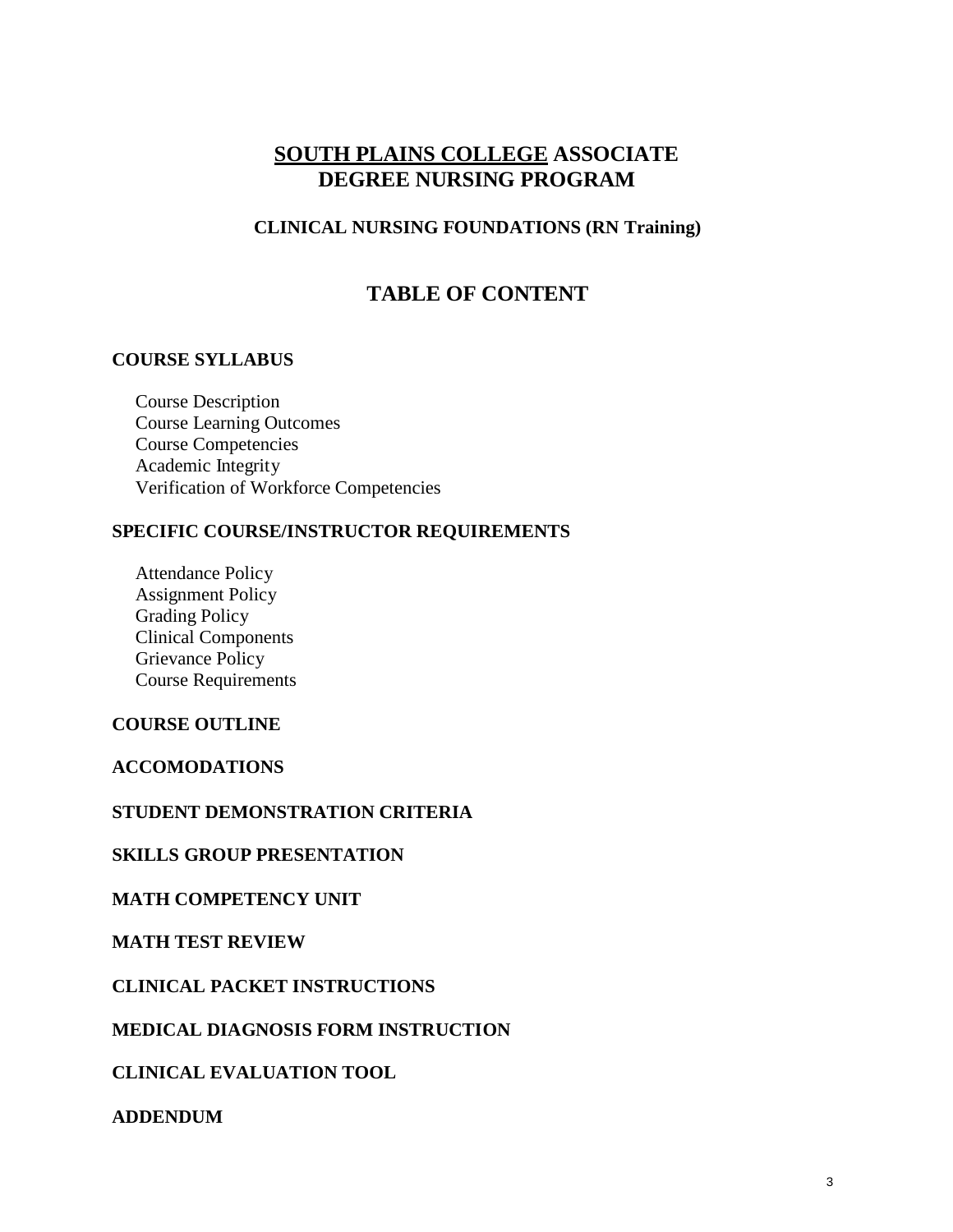# SOUTH PLAINS COLLEGE ASSOCIATE DEGREE NURSING PROGRAM

### CLINICAL NURSING FOUNDATIONS (RN Training)

## TABLE OF CONTENT

**COURSE SYLLABUS**

- Course Description
- Course Learning Outcomes
- Course Competencies
- Academic Integrity
- Verification of Workforce Competencies

**SPECIFIC COURSE/INSTRUCTOR REQUIREMENTS**

- Attendance Policy
- Assignment Policy
- Grading Policy
- Clinical Components
- Grievance Policy
- Course Requirements

**COURSE OUTLINE**

**ACCOMODATIONS**

**STUDENT DEMONSTRATION CRITERIA**

**SKILLS GROUP PRESENTATION**

**MATH COMPETENCY UNIT**

**MATH TEST REVIEW**

**CLINICAL PACKET INSTRUCTIONS**

**MEDICAL DIAGNOSIS FORM INSTRUCTION**

**CLINICAL EVALUATION TOOL**

**ADDENDUM**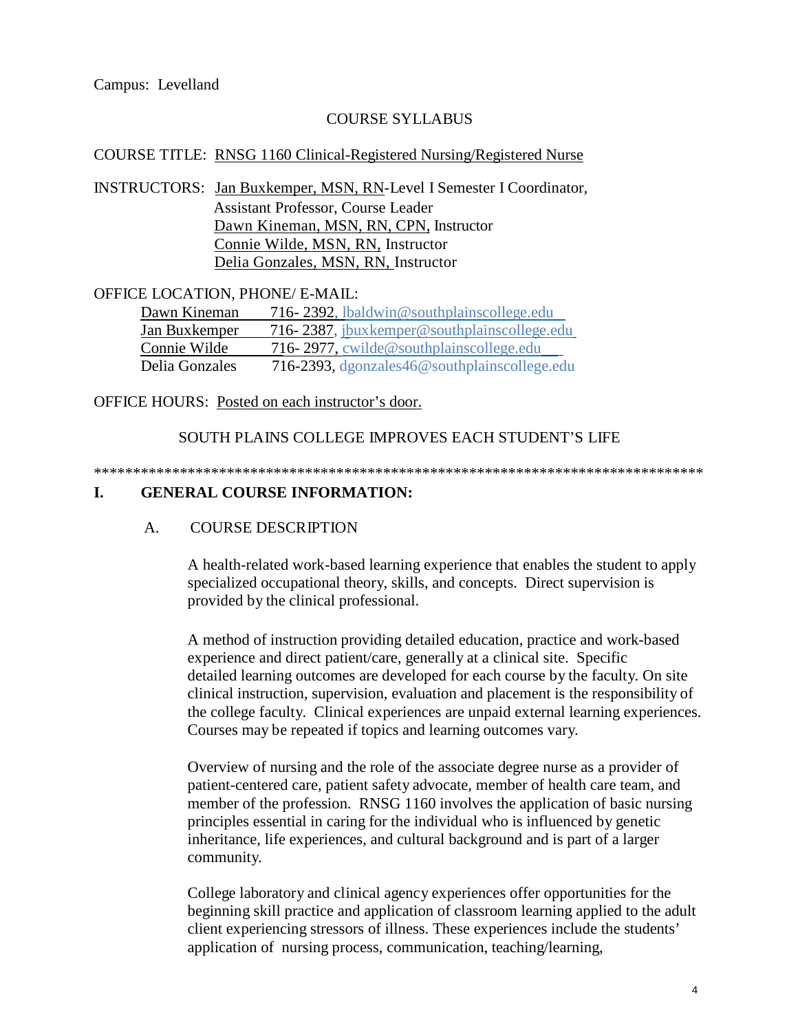Campus: Levelland

COURSE SYLLABUS

COURSE TITLE: RNSG 1160 Clinical-Registered Nursing/Registered Nurse

INSTRUCTORS: Jan Buxkemper, MSN, RN-Level I Semester I Coordinator, Assistant Professor, Course Leader
Dawn Kineman, MSN, RN, CPN, Instructor
Connie Wilde, MSN, RN, Instructor
Delia Gonzales, MSN, RN, Instructor

OFFICE LOCATION, PHONE/ E-MAIL:

| | |
|---|---|
| Dawn Kineman | 716- 2392, lbaldwin@southplainscollege.edu |
| Jan Buxkemper | 716- 2387, jbuxkemper@southplainscollege.edu |
| Connie Wilde | 716- 2977, cwilde@southplainscollege.edu |
| Delia Gonzales | 716-2393, dgonzales46@southplainscollege.edu |

OFFICE HOURS: Posted on each instructor's door.

SOUTH PLAINS COLLEGE IMPROVES EACH STUDENT'S LIFE

*********************************************************************************

## I. GENERAL COURSE INFORMATION:

### A. COURSE DESCRIPTION

A health-related work-based learning experience that enables the student to apply specialized occupational theory, skills, and concepts. Direct supervision is provided by the clinical professional.

A method of instruction providing detailed education, practice and work-based experience and direct patient/care, generally at a clinical site. Specific detailed learning outcomes are developed for each course by the faculty. On site clinical instruction, supervision, evaluation and placement is the responsibility of the college faculty. Clinical experiences are unpaid external learning experiences. Courses may be repeated if topics and learning outcomes vary.

Overview of nursing and the role of the associate degree nurse as a provider of patient-centered care, patient safety advocate, member of health care team, and member of the profession. RNSG 1160 involves the application of basic nursing principles essential in caring for the individual who is influenced by genetic inheritance, life experiences, and cultural background and is part of a larger community.

College laboratory and clinical agency experiences offer opportunities for the beginning skill practice and application of classroom learning applied to the adult client experiencing stressors of illness. These experiences include the students' application of nursing process, communication, teaching/learning,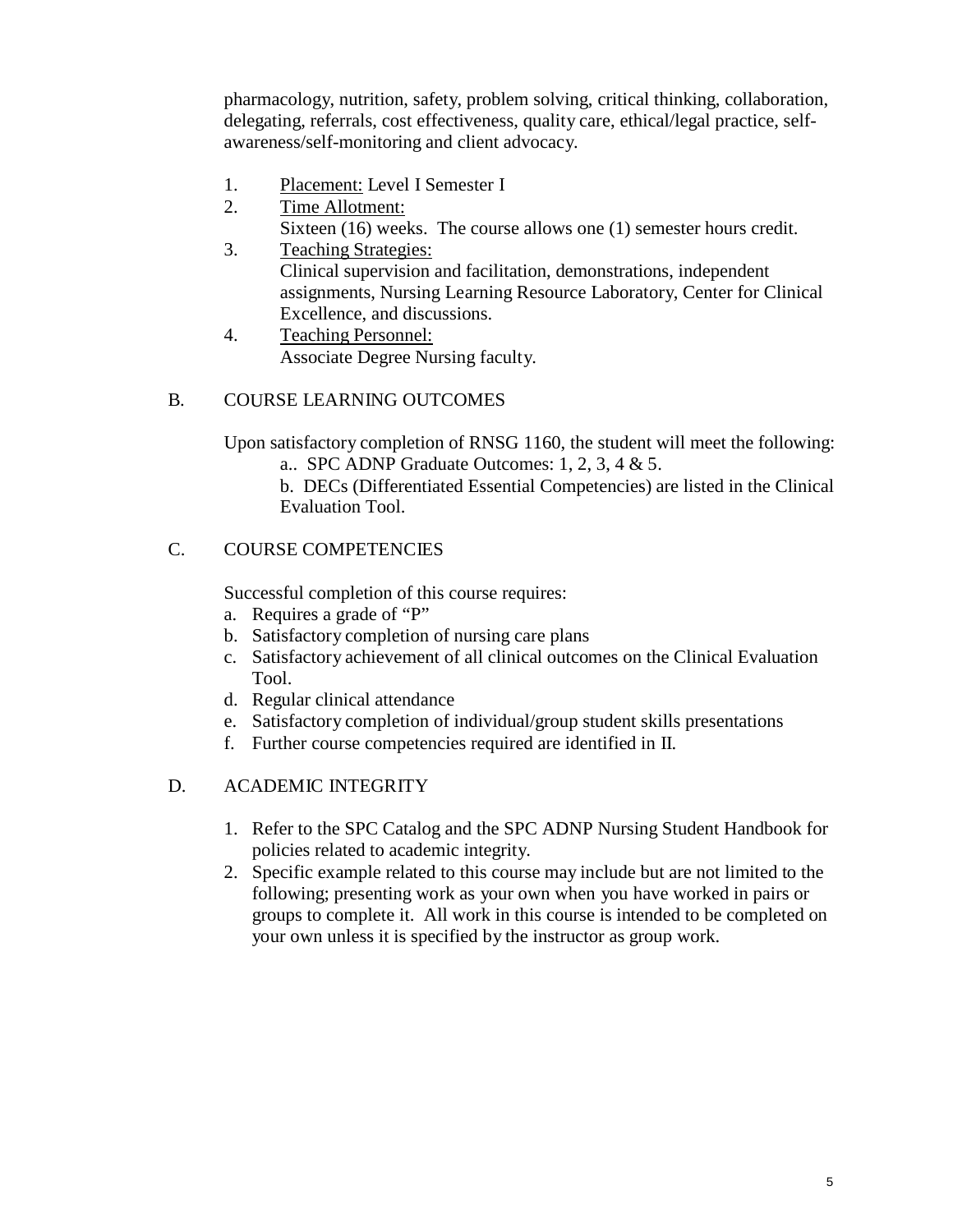pharmacology, nutrition, safety, problem solving, critical thinking, collaboration, delegating, referrals, cost effectiveness, quality care, ethical/legal practice, self-awareness/self-monitoring and client advocacy.

1. Placement: Level I Semester I
2. Time Allotment:
   Sixteen (16) weeks. The course allows one (1) semester hours credit.
3. Teaching Strategies:
   Clinical supervision and facilitation, demonstrations, independent assignments, Nursing Learning Resource Laboratory, Center for Clinical Excellence, and discussions.
4. Teaching Personnel:
   Associate Degree Nursing faculty.

## B. COURSE LEARNING OUTCOMES

Upon satisfactory completion of RNSG 1160, the student will meet the following:

a.. SPC ADNP Graduate Outcomes: 1, 2, 3, 4 & 5.

b. DECs (Differentiated Essential Competencies) are listed in the Clinical Evaluation Tool.

## C. COURSE COMPETENCIES

Successful completion of this course requires:

a. Requires a grade of "P"
b. Satisfactory completion of nursing care plans
c. Satisfactory achievement of all clinical outcomes on the Clinical Evaluation Tool.
d. Regular clinical attendance
e. Satisfactory completion of individual/group student skills presentations
f. Further course competencies required are identified in II.

## D. ACADEMIC INTEGRITY

1. Refer to the SPC Catalog and the SPC ADNP Nursing Student Handbook for policies related to academic integrity.
2. Specific example related to this course may include but are not limited to the following; presenting work as your own when you have worked in pairs or groups to complete it. All work in this course is intended to be completed on your own unless it is specified by the instructor as group work.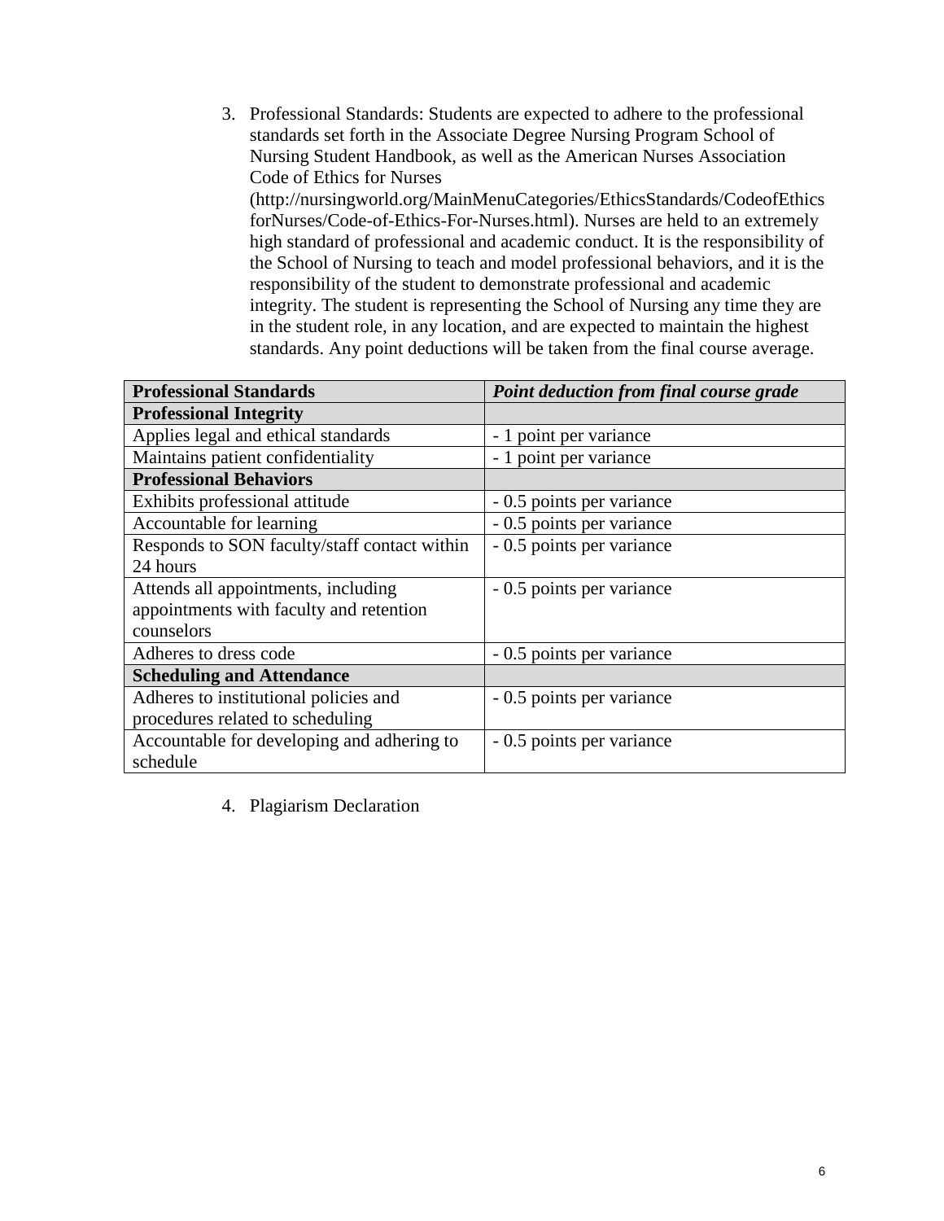3. Professional Standards: Students are expected to adhere to the professional standards set forth in the Associate Degree Nursing Program School of Nursing Student Handbook, as well as the American Nurses Association Code of Ethics for Nurses (http://nursingworld.org/MainMenuCategories/EthicsStandards/CodeofEthicsforNurses/Code-of-Ethics-For-Nurses.html). Nurses are held to an extremely high standard of professional and academic conduct. It is the responsibility of the School of Nursing to teach and model professional behaviors, and it is the responsibility of the student to demonstrate professional and academic integrity. The student is representing the School of Nursing any time they are in the student role, in any location, and are expected to maintain the highest standards. Any point deductions will be taken from the final course average.

| **Professional Standards** | ***Point deduction from final course grade*** |
| --- | --- |
| **Professional Integrity** | |
| Applies legal and ethical standards | - 1 point per variance |
| Maintains patient confidentiality | - 1 point per variance |
| **Professional Behaviors** | |
| Exhibits professional attitude | - 0.5 points per variance |
| Accountable for learning | - 0.5 points per variance |
| Responds to SON faculty/staff contact within 24 hours | - 0.5 points per variance |
| Attends all appointments, including appointments with faculty and retention counselors | - 0.5 points per variance |
| Adheres to dress code | - 0.5 points per variance |
| **Scheduling and Attendance** | |
| Adheres to institutional policies and procedures related to scheduling | - 0.5 points per variance |
| Accountable for developing and adhering to schedule | - 0.5 points per variance |

4. Plagiarism Declaration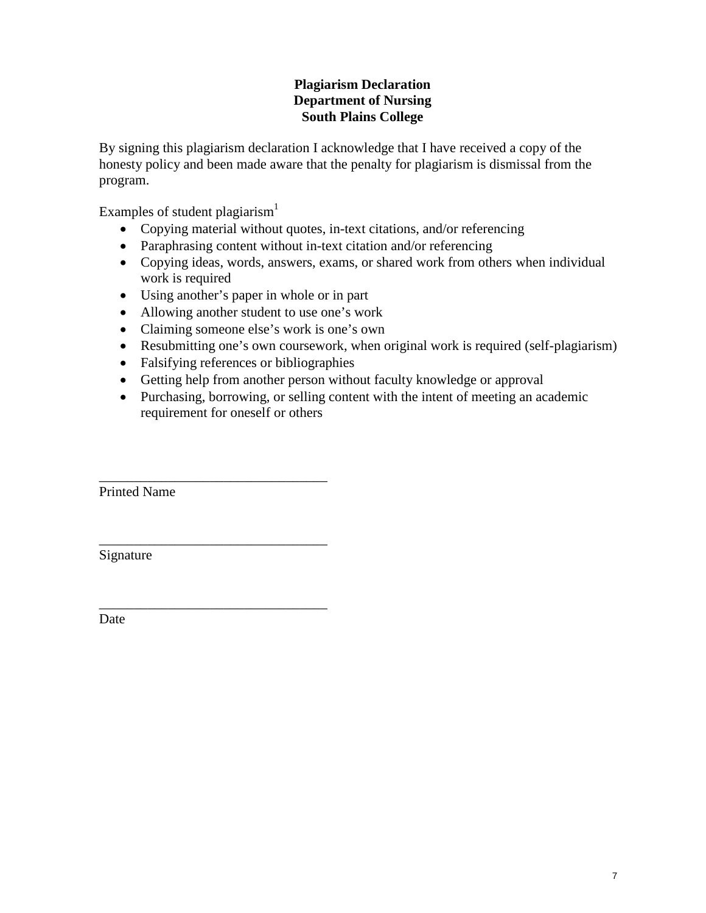**Plagiarism Declaration**
**Department of Nursing**
**South Plains College**

By signing this plagiarism declaration I acknowledge that I have received a copy of the honesty policy and been made aware that the penalty for plagiarism is dismissal from the program.

Examples of student plagiarism[1]

- Copying material without quotes, in-text citations, and/or referencing
- Paraphrasing content without in-text citation and/or referencing
- Copying ideas, words, answers, exams, or shared work from others when individual work is required
- Using another's paper in whole or in part
- Allowing another student to use one's work
- Claiming someone else's work is one's own
- Resubmitting one's own coursework, when original work is required (self-plagiarism)
- Falsifying references or bibliographies
- Getting help from another person without faculty knowledge or approval
- Purchasing, borrowing, or selling content with the intent of meeting an academic requirement for oneself or others

_________________________________
Printed Name

_________________________________
Signature

_________________________________
Date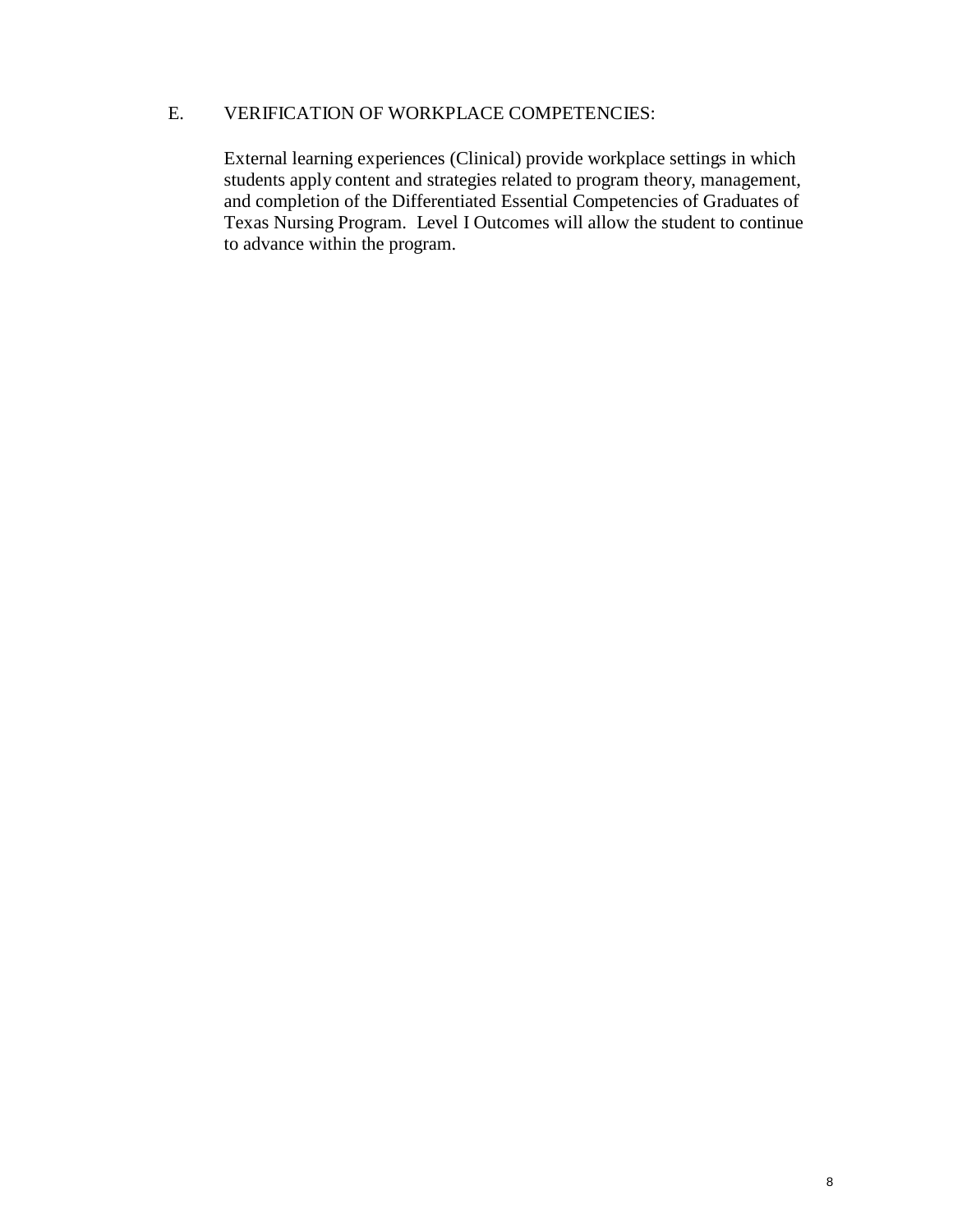## E. VERIFICATION OF WORKPLACE COMPETENCIES:

External learning experiences (Clinical) provide workplace settings in which students apply content and strategies related to program theory, management, and completion of the Differentiated Essential Competencies of Graduates of Texas Nursing Program. Level I Outcomes will allow the student to continue to advance within the program.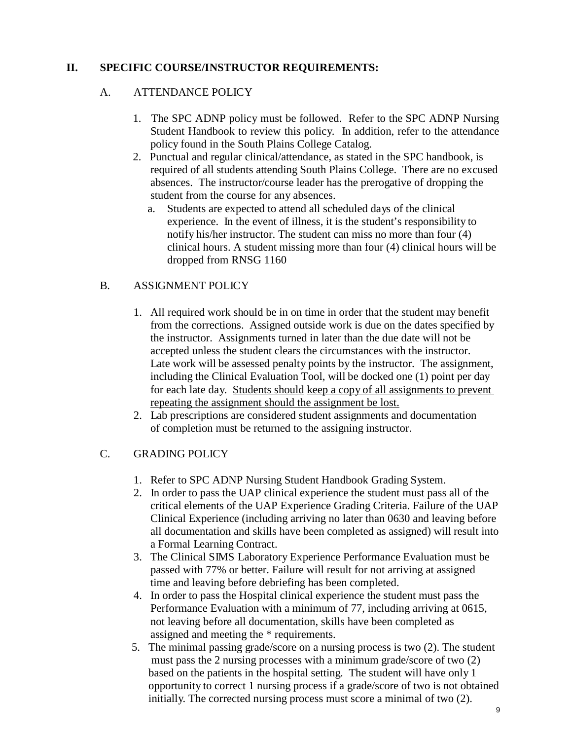## II. SPECIFIC COURSE/INSTRUCTOR REQUIREMENTS:

### A. ATTENDANCE POLICY

1. The SPC ADNP policy must be followed. Refer to the SPC ADNP Nursing Student Handbook to review this policy. In addition, refer to the attendance policy found in the South Plains College Catalog.
2. Punctual and regular clinical/attendance, as stated in the SPC handbook, is required of all students attending South Plains College. There are no excused absences. The instructor/course leader has the prerogative of dropping the student from the course for any absences.
   a. Students are expected to attend all scheduled days of the clinical experience. In the event of illness, it is the student's responsibility to notify his/her instructor. The student can miss no more than four (4) clinical hours. A student missing more than four (4) clinical hours will be dropped from RNSG 1160

### B. ASSIGNMENT POLICY

1. All required work should be in on time in order that the student may benefit from the corrections. Assigned outside work is due on the dates specified by the instructor. Assignments turned in later than the due date will not be accepted unless the student clears the circumstances with the instructor. Late work will be assessed penalty points by the instructor. The assignment, including the Clinical Evaluation Tool, will be docked one (1) point per day for each late day. <u>Students should keep a copy of all assignments to prevent repeating the assignment should the assignment be lost.</u>
2. Lab prescriptions are considered student assignments and documentation of completion must be returned to the assigning instructor.

### C. GRADING POLICY

1. Refer to SPC ADNP Nursing Student Handbook Grading System.
2. In order to pass the UAP clinical experience the student must pass all of the critical elements of the UAP Experience Grading Criteria. Failure of the UAP Clinical Experience (including arriving no later than 0630 and leaving before all documentation and skills have been completed as assigned) will result into a Formal Learning Contract.
3. The Clinical SIMS Laboratory Experience Performance Evaluation must be passed with 77% or better. Failure will result for not arriving at assigned time and leaving before debriefing has been completed.
4. In order to pass the Hospital clinical experience the student must pass the Performance Evaluation with a minimum of 77, including arriving at 0615, not leaving before all documentation, skills have been completed as assigned and meeting the * requirements.
5. The minimal passing grade/score on a nursing process is two (2). The student must pass the 2 nursing processes with a minimum grade/score of two (2) based on the patients in the hospital setting. The student will have only 1 opportunity to correct 1 nursing process if a grade/score of two is not obtained initially. The corrected nursing process must score a minimal of two (2).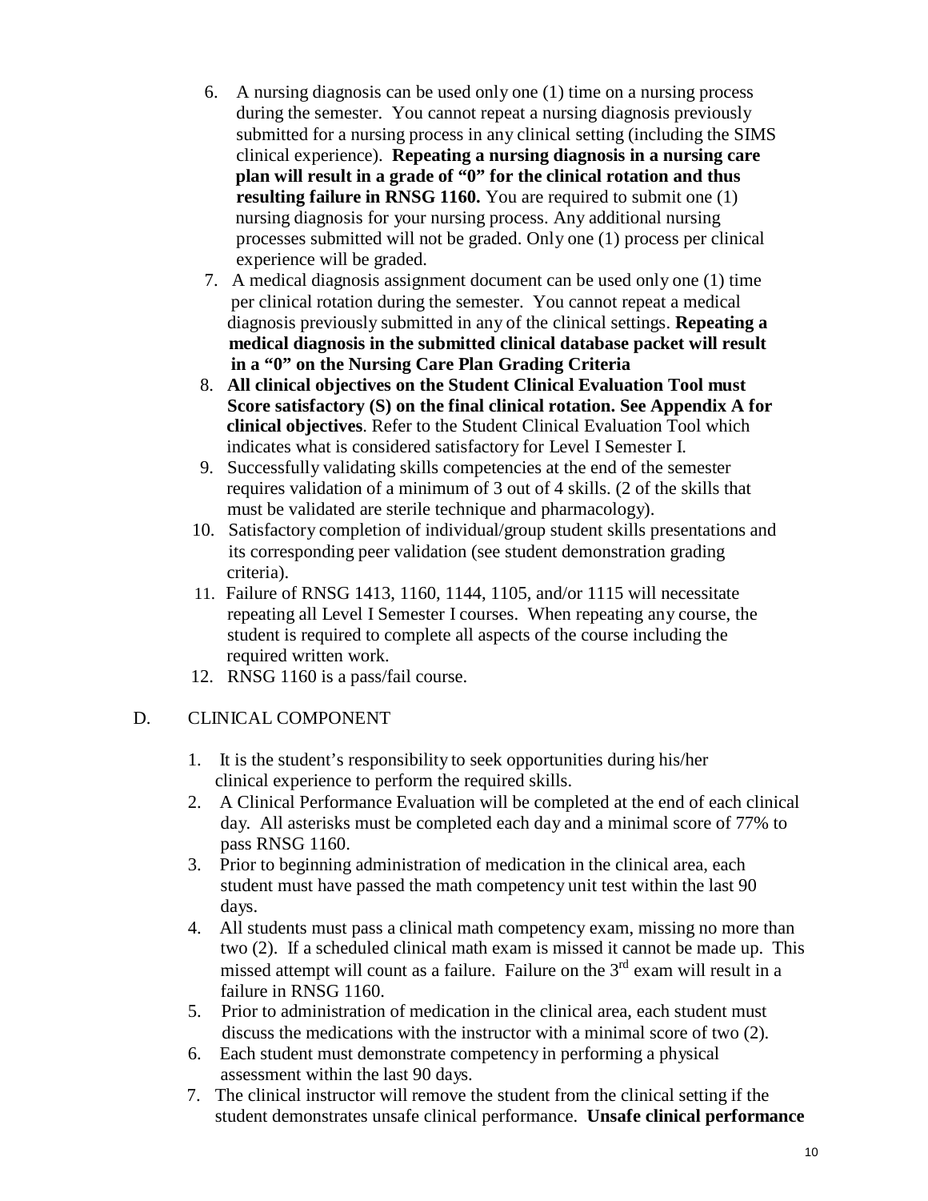6. A nursing diagnosis can be used only one (1) time on a nursing process during the semester. You cannot repeat a nursing diagnosis previously submitted for a nursing process in any clinical setting (including the SIMS clinical experience). **Repeating a nursing diagnosis in a nursing care plan will result in a grade of "0" for the clinical rotation and thus resulting failure in RNSG 1160.** You are required to submit one (1) nursing diagnosis for your nursing process. Any additional nursing processes submitted will not be graded. Only one (1) process per clinical experience will be graded.
7. A medical diagnosis assignment document can be used only one (1) time per clinical rotation during the semester. You cannot repeat a medical diagnosis previously submitted in any of the clinical settings. **Repeating a medical diagnosis in the submitted clinical database packet will result in a "0" on the Nursing Care Plan Grading Criteria**
8. **All clinical objectives on the Student Clinical Evaluation Tool must Score satisfactory (S) on the final clinical rotation. See Appendix A for clinical objectives**. Refer to the Student Clinical Evaluation Tool which indicates what is considered satisfactory for Level I Semester I.
9. Successfully validating skills competencies at the end of the semester requires validation of a minimum of 3 out of 4 skills. (2 of the skills that must be validated are sterile technique and pharmacology).
10. Satisfactory completion of individual/group student skills presentations and its corresponding peer validation (see student demonstration grading criteria).
11. Failure of RNSG 1413, 1160, 1144, 1105, and/or 1115 will necessitate repeating all Level I Semester I courses. When repeating any course, the student is required to complete all aspects of the course including the required written work.
12. RNSG 1160 is a pass/fail course.

## D. CLINICAL COMPONENT

1. It is the student's responsibility to seek opportunities during his/her clinical experience to perform the required skills.
2. A Clinical Performance Evaluation will be completed at the end of each clinical day. All asterisks must be completed each day and a minimal score of 77% to pass RNSG 1160.
3. Prior to beginning administration of medication in the clinical area, each student must have passed the math competency unit test within the last 90 days.
4. All students must pass a clinical math competency exam, missing no more than two (2). If a scheduled clinical math exam is missed it cannot be made up. This missed attempt will count as a failure. Failure on the 3rd exam will result in a failure in RNSG 1160.
5. Prior to administration of medication in the clinical area, each student must discuss the medications with the instructor with a minimal score of two (2).
6. Each student must demonstrate competency in performing a physical assessment within the last 90 days.
7. The clinical instructor will remove the student from the clinical setting if the student demonstrates unsafe clinical performance. **Unsafe clinical performance**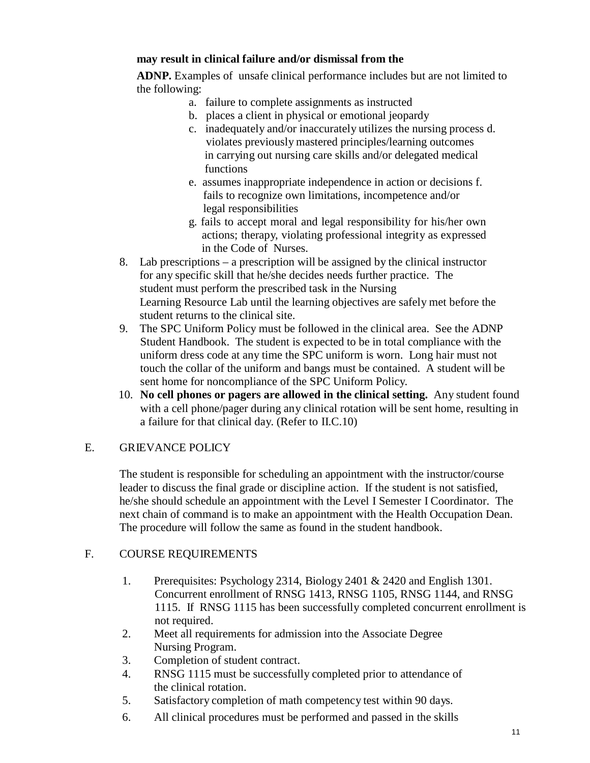**may result in clinical failure and/or dismissal from the ADNP.** Examples of unsafe clinical performance includes but are not limited to the following:

a. failure to complete assignments as instructed
b. places a client in physical or emotional jeopardy
c. inadequately and/or inaccurately utilizes the nursing process
d. violates previously mastered principles/learning outcomes in carrying out nursing care skills and/or delegated medical functions
e. assumes inappropriate independence in action or decisions
f. fails to recognize own limitations, incompetence and/or legal responsibilities
g. fails to accept moral and legal responsibility for his/her own actions; therapy, violating professional integrity as expressed in the Code of Nurses.

8. Lab prescriptions – a prescription will be assigned by the clinical instructor for any specific skill that he/she decides needs further practice. The student must perform the prescribed task in the Nursing Learning Resource Lab until the learning objectives are safely met before the student returns to the clinical site.
9. The SPC Uniform Policy must be followed in the clinical area. See the ADNP Student Handbook. The student is expected to be in total compliance with the uniform dress code at any time the SPC uniform is worn. Long hair must not touch the collar of the uniform and bangs must be contained. A student will be sent home for noncompliance of the SPC Uniform Policy.
10. **No cell phones or pagers are allowed in the clinical setting.** Any student found with a cell phone/pager during any clinical rotation will be sent home, resulting in a failure for that clinical day. (Refer to II.C.10)

## E. GRIEVANCE POLICY

The student is responsible for scheduling an appointment with the instructor/course leader to discuss the final grade or discipline action. If the student is not satisfied, he/she should schedule an appointment with the Level I Semester I Coordinator. The next chain of command is to make an appointment with the Health Occupation Dean. The procedure will follow the same as found in the student handbook.

## F. COURSE REQUIREMENTS

1. Prerequisites: Psychology 2314, Biology 2401 & 2420 and English 1301. Concurrent enrollment of RNSG 1413, RNSG 1105, RNSG 1144, and RNSG 1115. If RNSG 1115 has been successfully completed concurrent enrollment is not required.
2. Meet all requirements for admission into the Associate Degree Nursing Program.
3. Completion of student contract.
4. RNSG 1115 must be successfully completed prior to attendance of the clinical rotation.
5. Satisfactory completion of math competency test within 90 days.
6. All clinical procedures must be performed and passed in the skills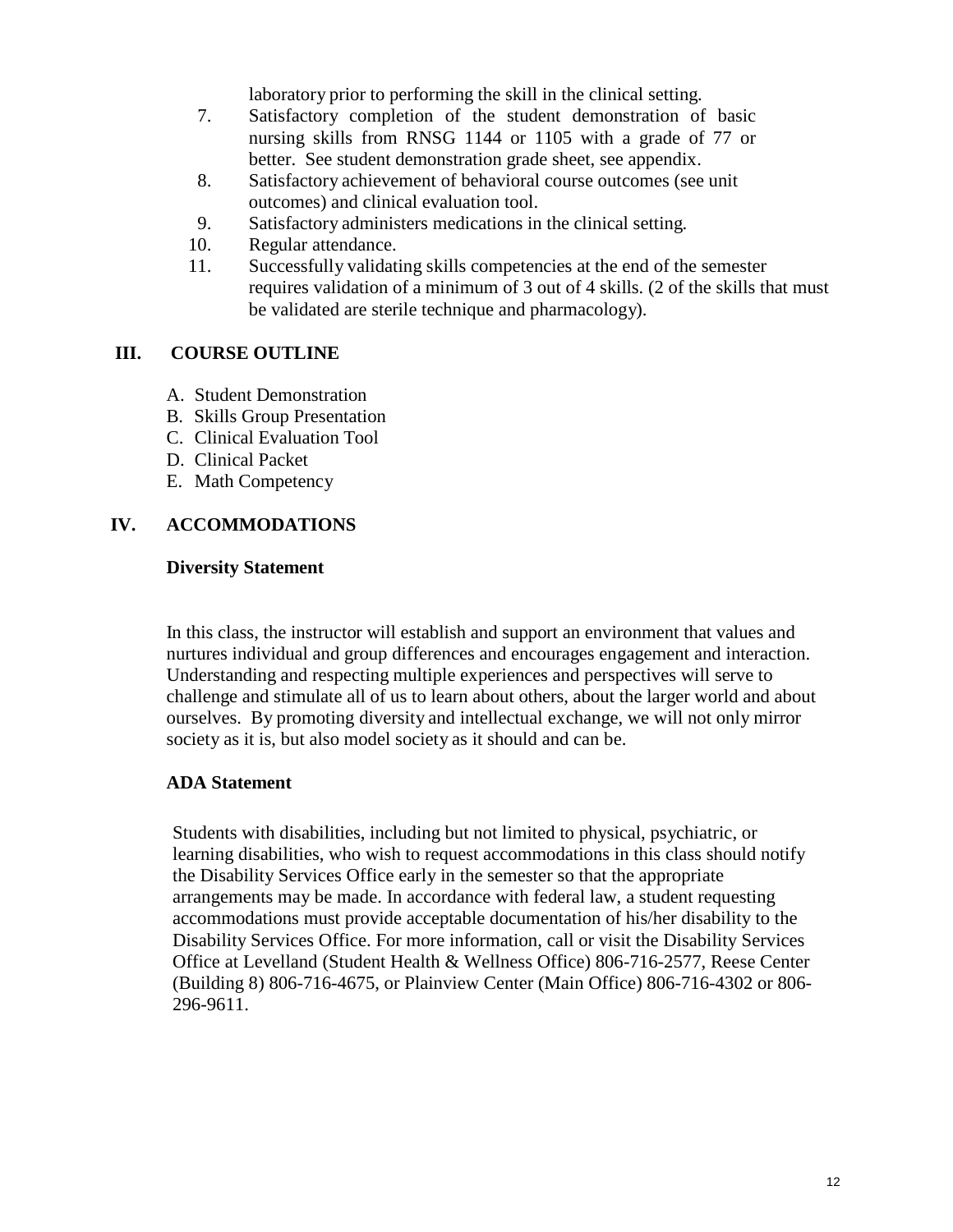laboratory prior to performing the skill in the clinical setting.

7. Satisfactory completion of the student demonstration of basic nursing skills from RNSG 1144 or 1105 with a grade of 77 or better. See student demonstration grade sheet, see appendix.
8. Satisfactory achievement of behavioral course outcomes (see unit outcomes) and clinical evaluation tool.
9. Satisfactory administers medications in the clinical setting.
10. Regular attendance.
11. Successfully validating skills competencies at the end of the semester requires validation of a minimum of 3 out of 4 skills. (2 of the skills that must be validated are sterile technique and pharmacology).

## III. COURSE OUTLINE

A. Student Demonstration
B. Skills Group Presentation
C. Clinical Evaluation Tool
D. Clinical Packet
E. Math Competency

## IV. ACCOMMODATIONS

### Diversity Statement

In this class, the instructor will establish and support an environment that values and nurtures individual and group differences and encourages engagement and interaction. Understanding and respecting multiple experiences and perspectives will serve to challenge and stimulate all of us to learn about others, about the larger world and about ourselves. By promoting diversity and intellectual exchange, we will not only mirror society as it is, but also model society as it should and can be.

### ADA Statement

Students with disabilities, including but not limited to physical, psychiatric, or learning disabilities, who wish to request accommodations in this class should notify the Disability Services Office early in the semester so that the appropriate arrangements may be made. In accordance with federal law, a student requesting accommodations must provide acceptable documentation of his/her disability to the Disability Services Office. For more information, call or visit the Disability Services Office at Levelland (Student Health & Wellness Office) 806-716-2577, Reese Center (Building 8) 806-716-4675, or Plainview Center (Main Office) 806-716-4302 or 806-296-9611.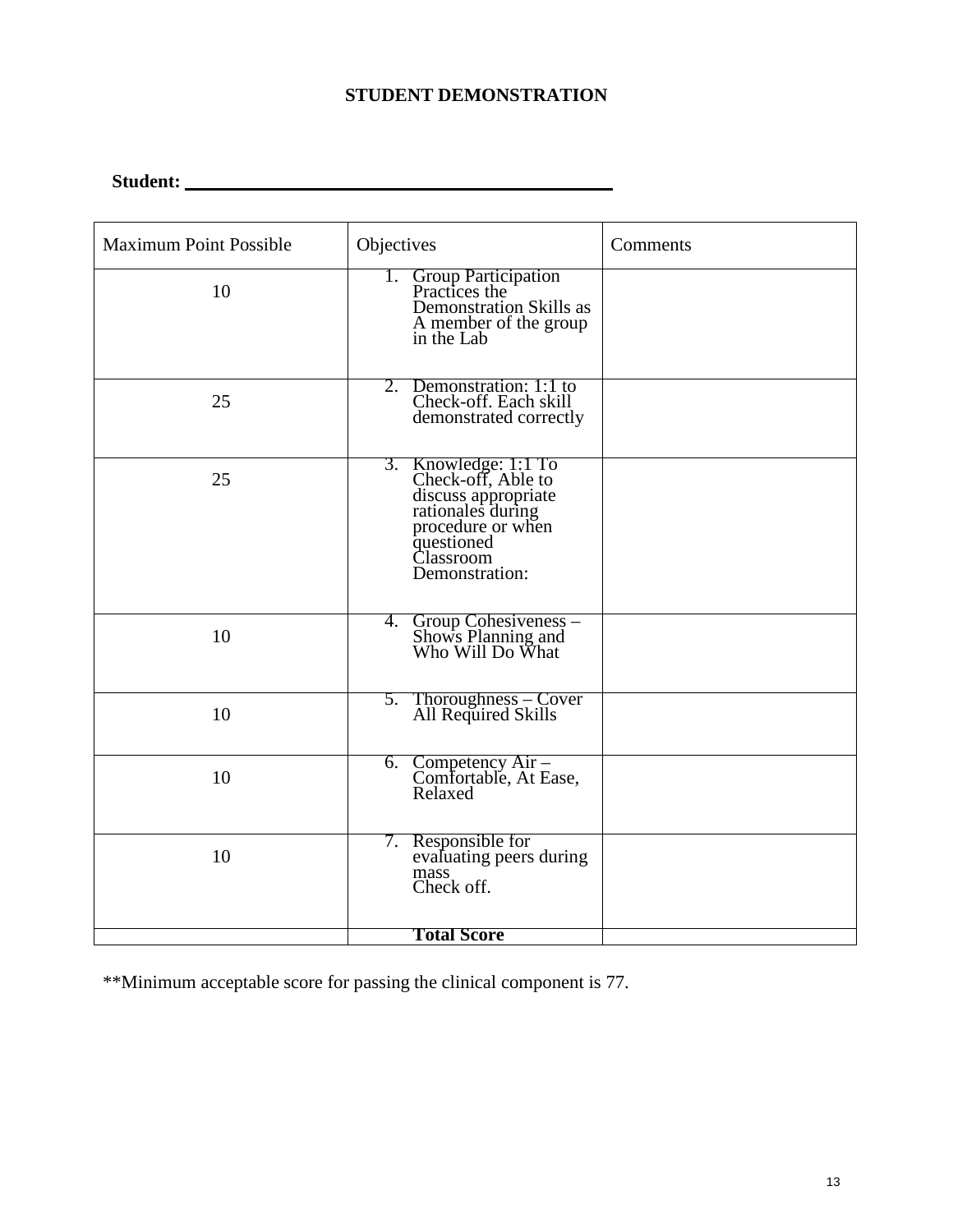**STUDENT DEMONSTRATION**

**Student: ______________________________________________**

| Maximum Point Possible | Objectives | Comments |
|---|---|---|
| 10 | 1. Group Participation Practices the Demonstration Skills as A member of the group in the Lab | |
| 25 | 2. Demonstration: 1:1 to Check-off. Each skill demonstrated correctly | |
| 25 | 3. Knowledge: 1:1 To Check-off, Able to discuss appropriate rationales during procedure or when questioned Classroom Demonstration: | |
| 10 | 4. Group Cohesiveness – Shows Planning and Who Will Do What | |
| 10 | 5. Thoroughness – Cover All Required Skills | |
| 10 | 6. Competency Air – Comfortable, At Ease, Relaxed | |
| 10 | 7. Responsible for evaluating peers during mass Check off. | |
| | **Total Score** | |

**Minimum acceptable score for passing the clinical component is 77.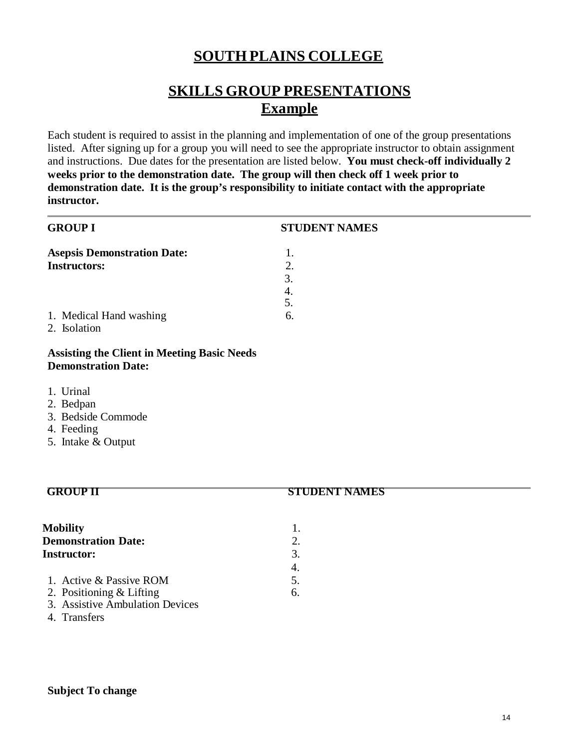# SOUTH PLAINS COLLEGE

## SKILLS GROUP PRESENTATIONS
## Example

Each student is required to assist in the planning and implementation of one of the group presentations listed. After signing up for a group you will need to see the appropriate instructor to obtain assignment and instructions. Due dates for the presentation are listed below. **You must check-off individually 2 weeks prior to the demonstration date. The group will then check off 1 week prior to demonstration date. It is the group's responsibility to initiate contact with the appropriate instructor.**

---

| **GROUP I** | **STUDENT NAMES** |
|---|---|
| **Asepsis Demonstration Date:** | 1. |
| **Instructors:** | 2. |
| | 3. |
| | 4. |
| | 5. |
| 1. Medical Hand washing | 6. |
| 2. Isolation | |

**Assisting the Client in Meeting Basic Needs Demonstration Date:**

1. Urinal
2. Bedpan
3. Bedside Commode
4. Feeding
5. Intake & Output

---

| **GROUP II** | **STUDENT NAMES** |
|---|---|
| **Mobility** | 1. |
| **Demonstration Date:** | 2. |
| **Instructor:** | 3. |
| | 4. |
| 1. Active & Passive ROM | 5. |
| 2. Positioning & Lifting | 6. |
| 3. Assistive Ambulation Devices | |
| 4. Transfers | |

**Subject To change**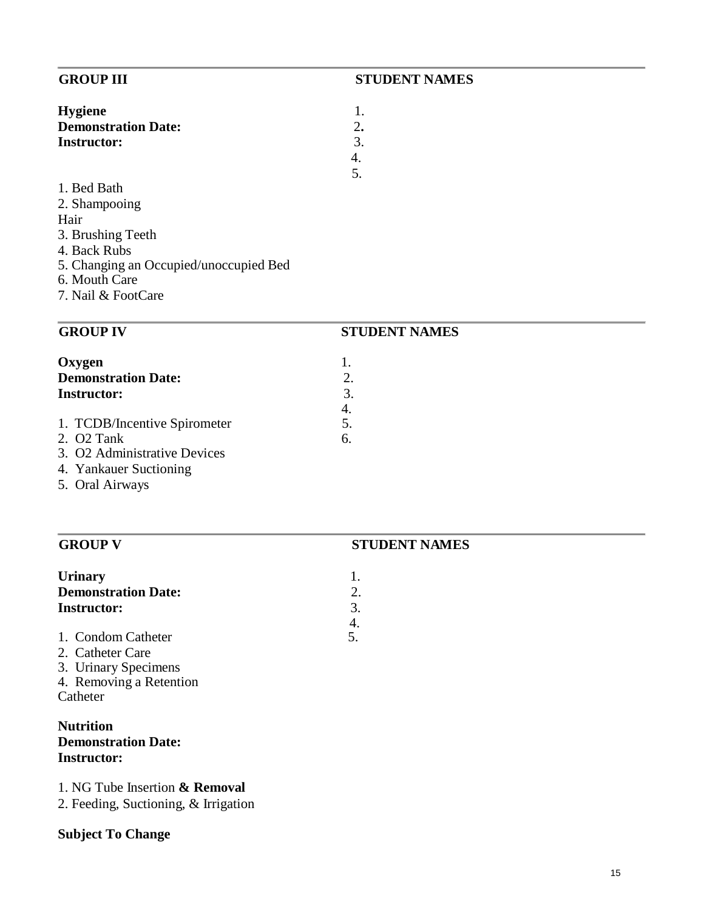---

**GROUP III** | **STUDENT NAMES**

**Hygiene**
**Demonstration Date:**
**Instructor:**

1.
2.
3.
4.
5.

1. Bed Bath
2. Shampooing Hair
3. Brushing Teeth
4. Back Rubs
5. Changing an Occupied/unoccupied Bed
6. Mouth Care
7. Nail & FootCare

---

**GROUP IV** | **STUDENT NAMES**

**Oxygen**
**Demonstration Date:**
**Instructor:**

1.
2.
3.
4.
5.
6.

1. TCDB/Incentive Spirometer
2. O2 Tank
3. O2 Administrative Devices
4. Yankauer Suctioning
5. Oral Airways

---

**GROUP V** | **STUDENT NAMES**

**Urinary**
**Demonstration Date:**
**Instructor:**

1.
2.
3.
4.
5.

1. Condom Catheter
2. Catheter Care
3. Urinary Specimens
4. Removing a Retention Catheter

**Nutrition**
**Demonstration Date:**
**Instructor:**

1. NG Tube Insertion **& Removal**
2. Feeding, Suctioning, & Irrigation

**Subject To Change**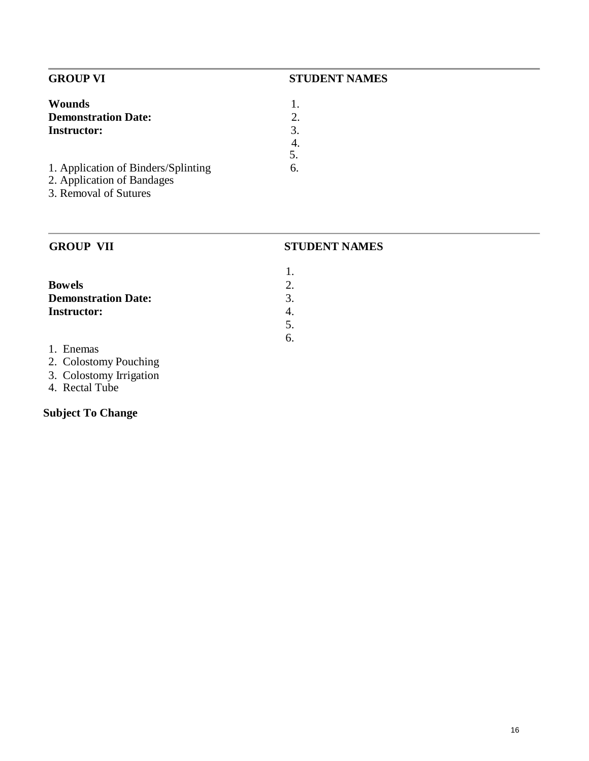| GROUP VI | STUDENT NAMES |
| --- | --- |
| **Wounds** | 1. |
| **Demonstration Date:** | 2. |
| **Instructor:** | 3. |
| | 4. |
| | 5. |
| 1. Application of Binders/Splinting | 6. |
| 2. Application of Bandages | |
| 3. Removal of Sutures | |

| GROUP VII | STUDENT NAMES |
| --- | --- |
| | 1. |
| **Bowels** | 2. |
| **Demonstration Date:** | 3. |
| **Instructor:** | 4. |
| | 5. |
| | 6. |
| 1. Enemas | |
| 2. Colostomy Pouching | |
| 3. Colostomy Irrigation | |
| 4. Rectal Tube | |

**Subject To Change**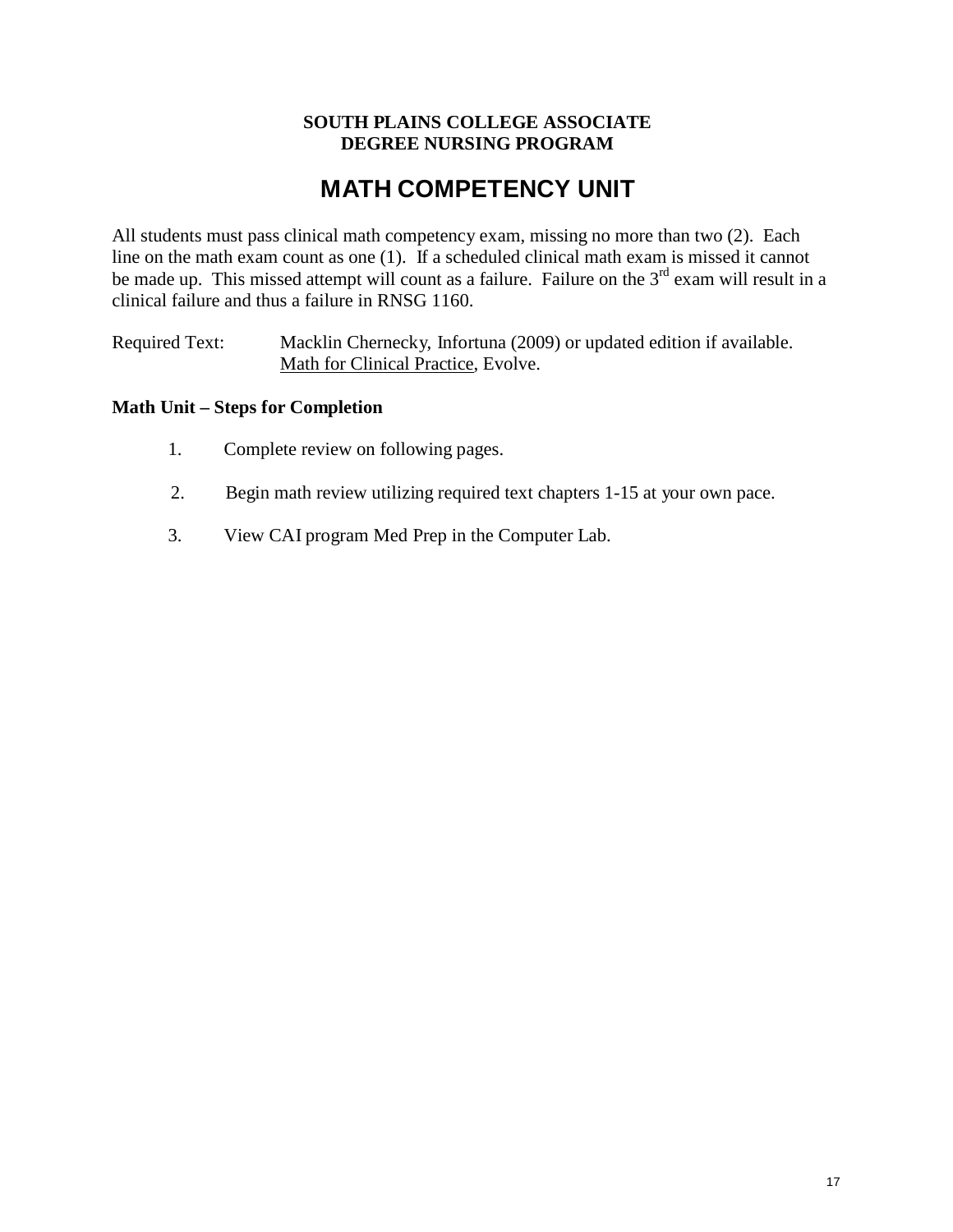**SOUTH PLAINS COLLEGE ASSOCIATE DEGREE NURSING PROGRAM**

# MATH COMPETENCY UNIT

All students must pass clinical math competency exam, missing no more than two (2). Each line on the math exam count as one (1). If a scheduled clinical math exam is missed it cannot be made up. This missed attempt will count as a failure. Failure on the 3rd exam will result in a clinical failure and thus a failure in RNSG 1160.

Required Text: Macklin Chernecky, Infortuna (2009) or updated edition if available. Math for Clinical Practice, Evolve.

**Math Unit – Steps for Completion**

1. Complete review on following pages.
2. Begin math review utilizing required text chapters 1-15 at your own pace.
3. View CAI program Med Prep in the Computer Lab.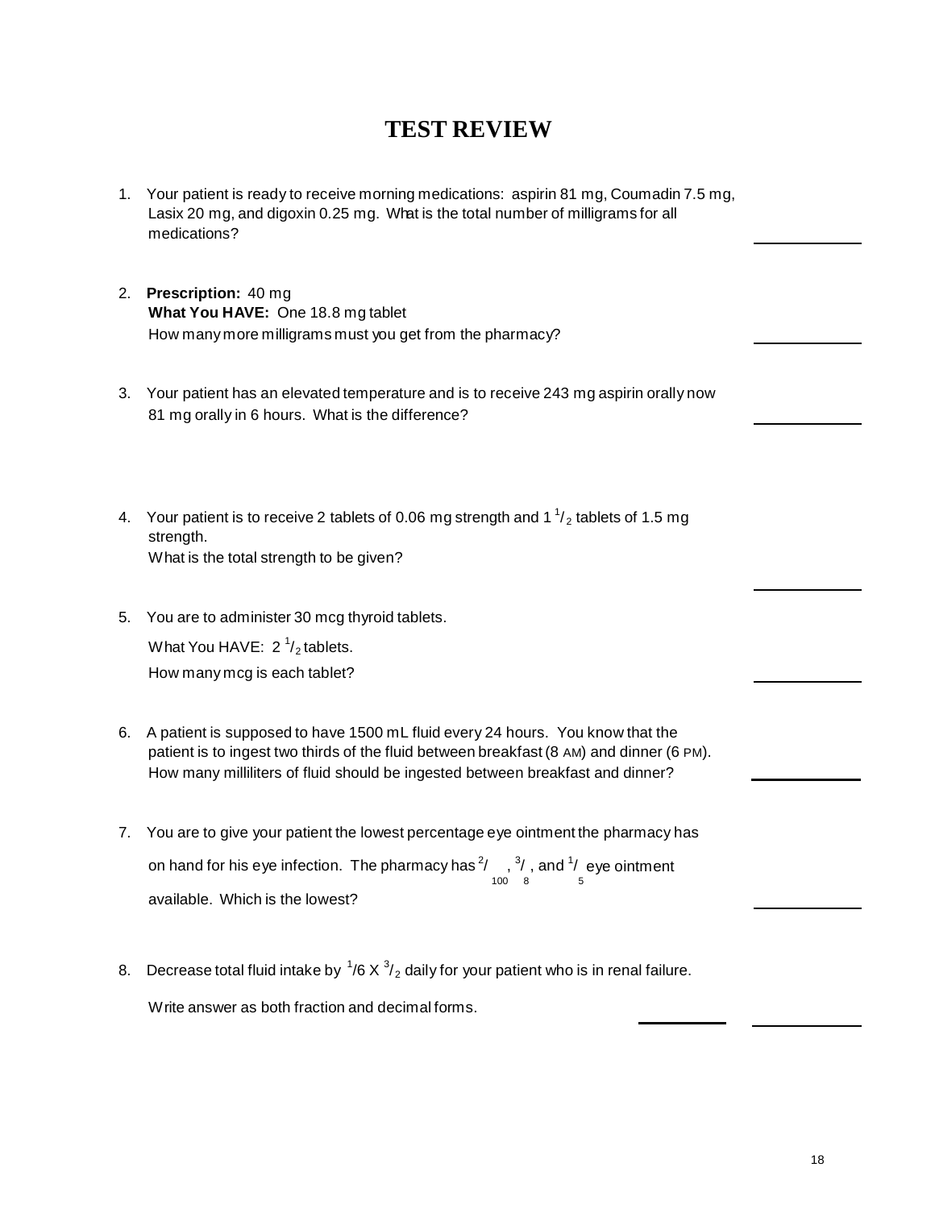# TEST REVIEW

1. Your patient is ready to receive morning medications: aspirin 81 mg, Coumadin 7.5 mg, Lasix 20 mg, and digoxin 0.25 mg. What is the total number of milligrams for all medications? \_\_\_\_\_\_\_\_\_\_

2. **Prescription:** 40 mg
   **What You HAVE:** One 18.8 mg tablet
   How many more milligrams must you get from the pharmacy? \_\_\_\_\_\_\_\_\_\_

3. Your patient has an elevated temperature and is to receive 243 mg aspirin orally now 81 mg orally in 6 hours. What is the difference? \_\_\_\_\_\_\_\_\_\_

4. Your patient is to receive 2 tablets of 0.06 mg strength and $1\,^{1}/_{2}$ tablets of 1.5 mg strength.
   What is the total strength to be given? \_\_\_\_\_\_\_\_\_\_

5. You are to administer 30 mcg thyroid tablets.
   What You HAVE: $2\,^{1}/_{2}$ tablets.
   How many mcg is each tablet? \_\_\_\_\_\_\_\_\_\_

6. A patient is supposed to have 1500 mL fluid every 24 hours. You know that the patient is to ingest two thirds of the fluid between breakfast (8 AM) and dinner (6 PM). How many milliliters of fluid should be ingested between breakfast and dinner? \_\_\_\_\_\_\_\_\_\_

7. You are to give your patient the lowest percentage eye ointment the pharmacy has on hand for his eye infection. The pharmacy has $^{2}/_{100}$, $^{3}/_{8}$, and $^{1}/_{5}$ eye ointment available. Which is the lowest? \_\_\_\_\_\_\_\_\_\_

8. Decrease total fluid intake by $^{1}/6 \times {^{3}/_{2}}$ daily for your patient who is in renal failure.
   Write answer as both fraction and decimal forms. \_\_\_\_\_\_\_\_\_\_ \_\_\_\_\_\_\_\_\_\_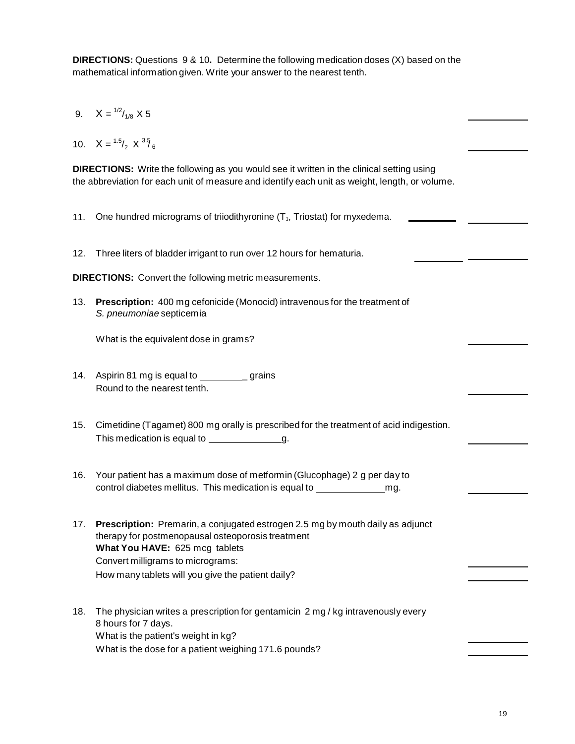**DIRECTIONS:** Questions 9 & 10**.** Determine the following medication doses (X) based on the mathematical information given. Write your answer to the nearest tenth.

9. $X = {}^{1/2}/_{1/8} \times 5$ \_\_\_\_\_\_\_\_\_\_

10. $X = {}^{1.5}/_{2} \times {}^{3.5}/_{6}$ \_\_\_\_\_\_\_\_\_\_

**DIRECTIONS:** Write the following as you would see it written in the clinical setting using the abbreviation for each unit of measure and identify each unit as weight, length, or volume.

11. One hundred micrograms of triiodithyronine ($T_3$, Triostat) for myxedema. \_\_\_\_\_\_\_\_\_\_ \_\_\_\_\_\_\_\_\_\_

12. Three liters of bladder irrigant to run over 12 hours for hematuria. \_\_\_\_\_\_\_\_\_\_ \_\_\_\_\_\_\_\_\_\_

**DIRECTIONS:** Convert the following metric measurements.

13. **Prescription:** 400 mg cefonicide (Monocid) intravenous for the treatment of *S. pneumoniae* septicemia

    What is the equivalent dose in grams? \_\_\_\_\_\_\_\_\_\_

14. Aspirin 81 mg is equal to \_\_\_\_\_\_\_\_\_ grains
    Round to the nearest tenth. \_\_\_\_\_\_\_\_\_\_

15. Cimetidine (Tagamet) 800 mg orally is prescribed for the treatment of acid indigestion. This medication is equal to \_\_\_\_\_\_\_\_\_\_\_\_\_g. \_\_\_\_\_\_\_\_\_\_

16. Your patient has a maximum dose of metformin (Glucophage) 2 g per day to control diabetes mellitus. This medication is equal to \_\_\_\_\_\_\_\_\_\_\_\_mg. \_\_\_\_\_\_\_\_\_\_

17. **Prescription:** Premarin, a conjugated estrogen 2.5 mg by mouth daily as adjunct therapy for postmenopausal osteoporosis treatment
    **What You HAVE:** 625 mcg tablets
    Convert milligrams to micrograms: \_\_\_\_\_\_\_\_\_\_
    How many tablets will you give the patient daily? \_\_\_\_\_\_\_\_\_\_

18. The physician writes a prescription for gentamicin 2 mg / kg intravenously every 8 hours for 7 days.
    What is the patient's weight in kg? \_\_\_\_\_\_\_\_\_\_
    What is the dose for a patient weighing 171.6 pounds? \_\_\_\_\_\_\_\_\_\_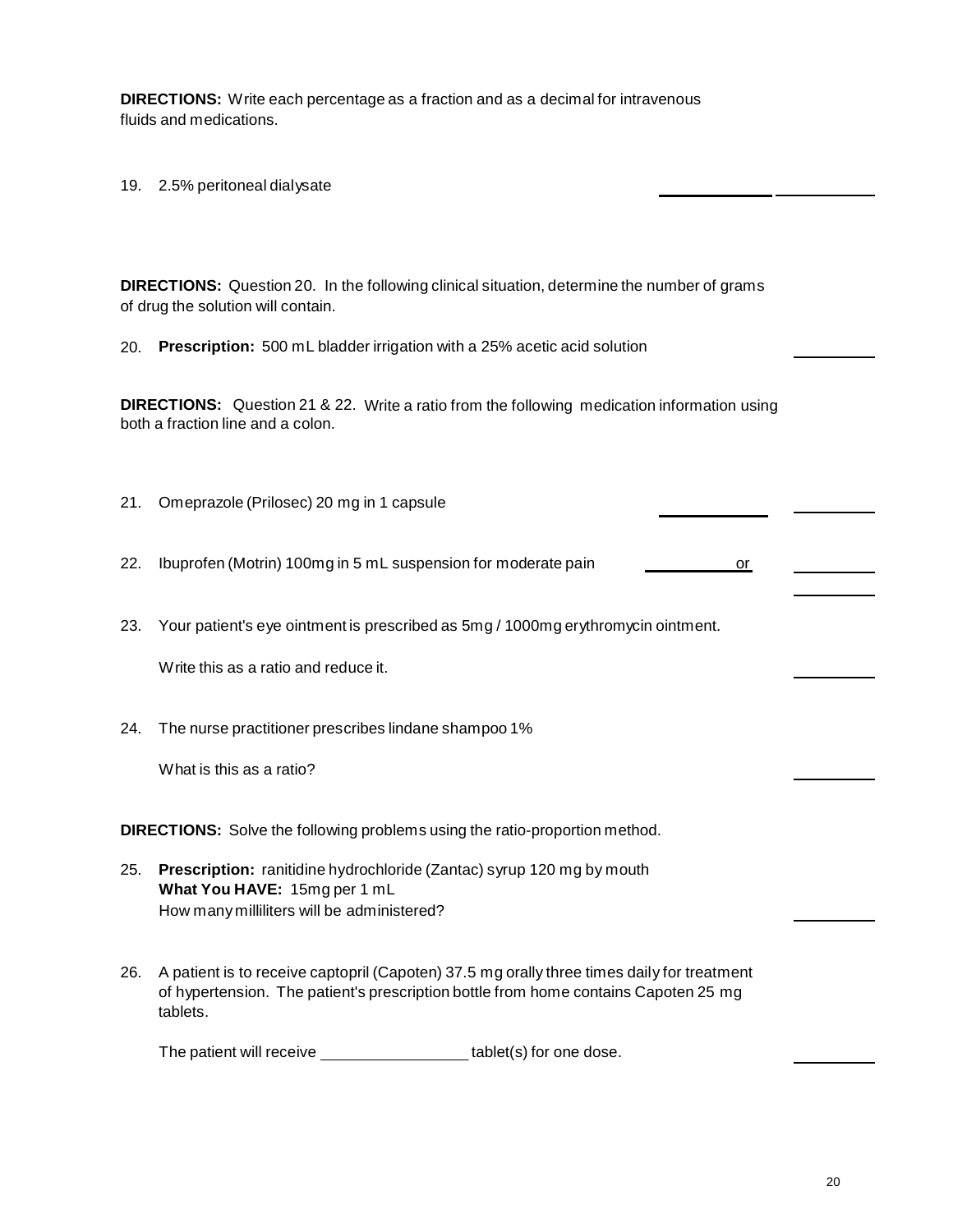**DIRECTIONS:** Write each percentage as a fraction and as a decimal for intravenous fluids and medications.

19. 2.5% peritoneal dialysate ____________ ____________

**DIRECTIONS:** Question 20. In the following clinical situation, determine the number of grams of drug the solution will contain.

20. **Prescription:** 500 mL bladder irrigation with a 25% acetic acid solution ____________

**DIRECTIONS:** Question 21 & 22. Write a ratio from the following medication information using both a fraction line and a colon.

21. Omeprazole (Prilosec) 20 mg in 1 capsule ____________ ____________

22. Ibuprofen (Motrin) 100mg in 5 mL suspension for moderate pain ____________ or ____________ ____________

23. Your patient's eye ointment is prescribed as 5mg / 1000mg erythromycin ointment.

    Write this as a ratio and reduce it. ____________

24. The nurse practitioner prescribes lindane shampoo 1%

    What is this as a ratio? ____________

**DIRECTIONS:** Solve the following problems using the ratio-proportion method.

25. **Prescription:** ranitidine hydrochloride (Zantac) syrup 120 mg by mouth
    **What You HAVE:** 15mg per 1 mL
    How many milliliters will be administered? ____________

26. A patient is to receive captopril (Capoten) 37.5 mg orally three times daily for treatment of hypertension. The patient's prescription bottle from home contains Capoten 25 mg tablets.

    The patient will receive ________________ tablet(s) for one dose. ____________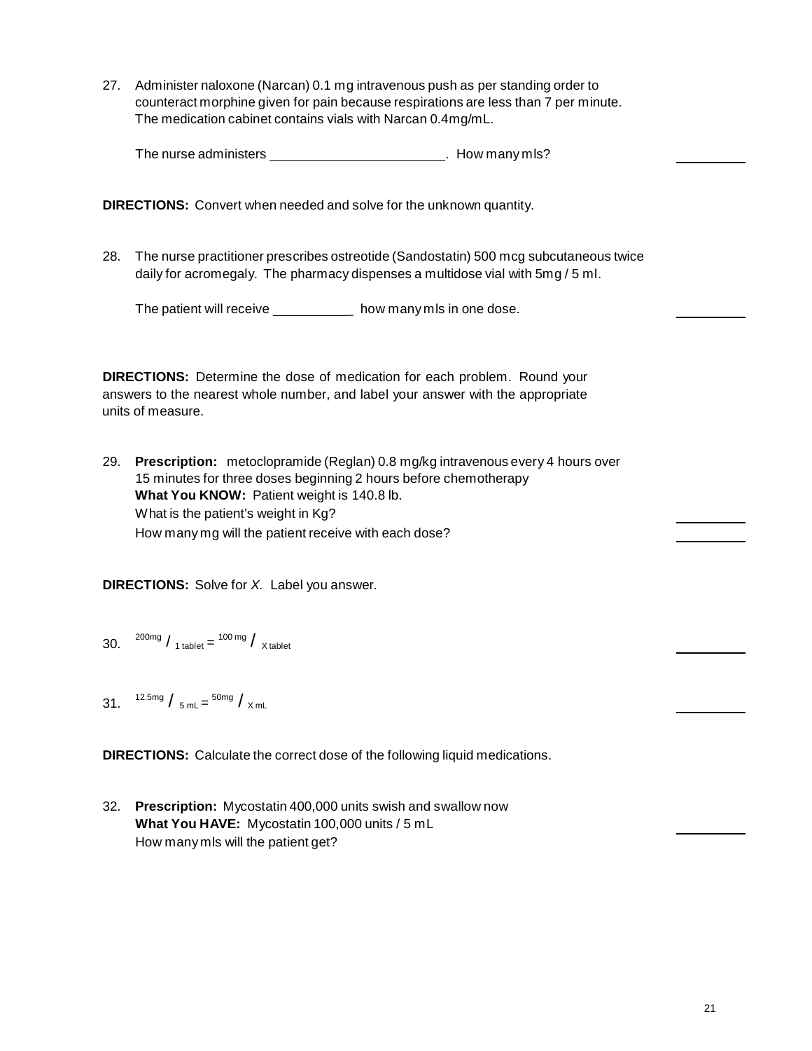27. Administer naloxone (Narcan) 0.1 mg intravenous push as per standing order to counteract morphine given for pain because respirations are less than 7 per minute. The medication cabinet contains vials with Narcan 0.4mg/mL.

    The nurse administers _______________________. How many mls? __________

**DIRECTIONS:** Convert when needed and solve for the unknown quantity.

28. The nurse practitioner prescribes ostreotide (Sandostatin) 500 mcg subcutaneous twice daily for acromegaly. The pharmacy dispenses a multidose vial with 5mg / 5 ml.

    The patient will receive __________ how many mls in one dose. __________

**DIRECTIONS:** Determine the dose of medication for each problem. Round your answers to the nearest whole number, and label your answer with the appropriate units of measure.

29. **Prescription:** metoclopramide (Reglan) 0.8 mg/kg intravenous every 4 hours over 15 minutes for three doses beginning 2 hours before chemotherapy
    **What You KNOW:** Patient weight is 140.8 lb.
    What is the patient's weight in Kg? __________
    How many mg will the patient receive with each dose? __________

**DIRECTIONS:** Solve for *X.* Label you answer.

30. $^{200mg} / _{1\ tablet} = {}^{100\ mg} / _{X\ tablet}$ __________

31. $^{12.5mg} / _{5\ mL} = {}^{50mg} / _{X\ mL}$ __________

**DIRECTIONS:** Calculate the correct dose of the following liquid medications.

32. **Prescription:** Mycostatin 400,000 units swish and swallow now
    **What You HAVE:** Mycostatin 100,000 units / 5 mL
    How many mls will the patient get? __________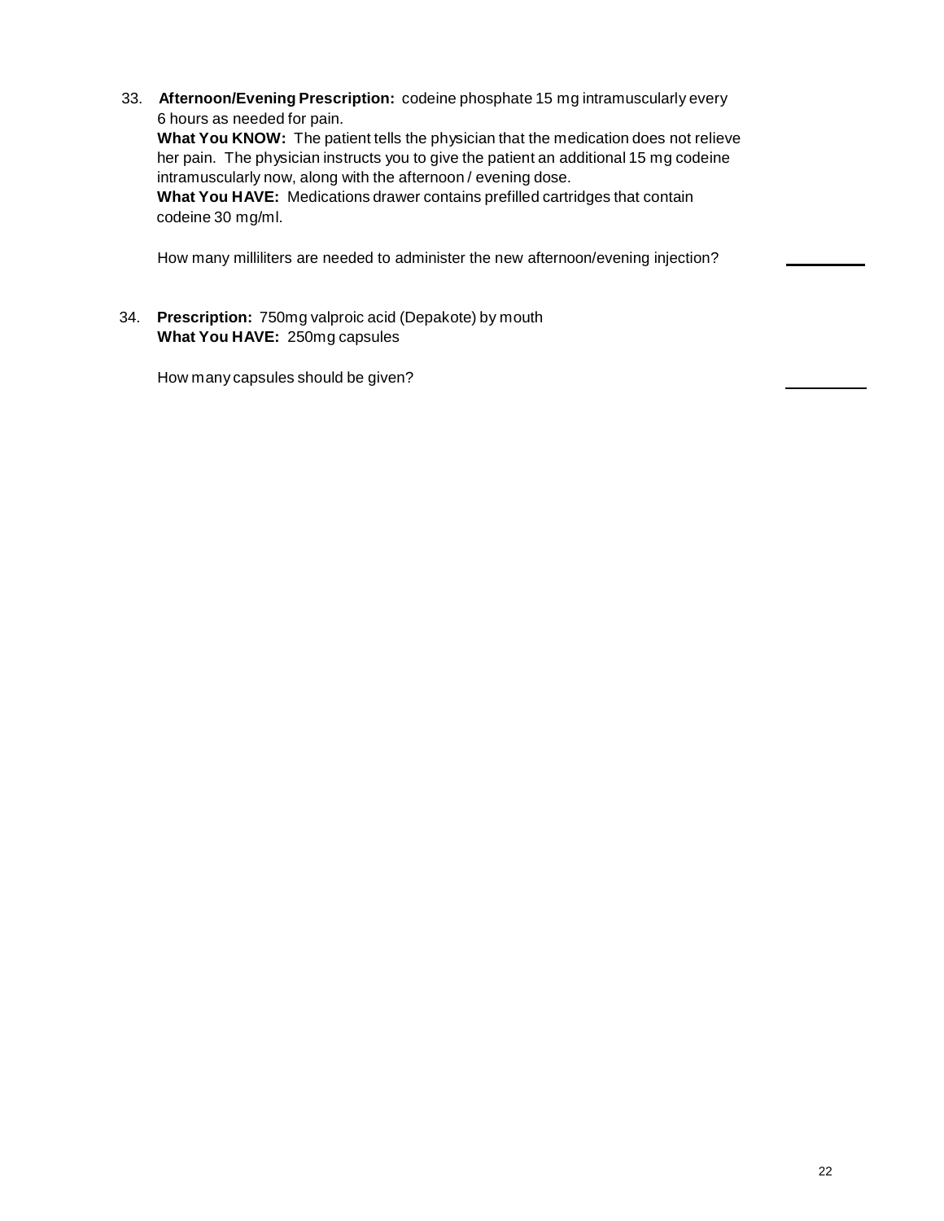33. **Afternoon/Evening Prescription:** codeine phosphate 15 mg intramuscularly every 6 hours as needed for pain.
 **What You KNOW:** The patient tells the physician that the medication does not relieve her pain. The physician instructs you to give the patient an additional 15 mg codeine intramuscularly now, along with the afternoon / evening dose.
 **What You HAVE:** Medications drawer contains prefilled cartridges that contain codeine 30 mg/ml.

 How many milliliters are needed to administer the new afternoon/evening injection? __________

34. **Prescription:** 750mg valproic acid (Depakote) by mouth
 **What You HAVE:** 250mg capsules

 How many capsules should be given? __________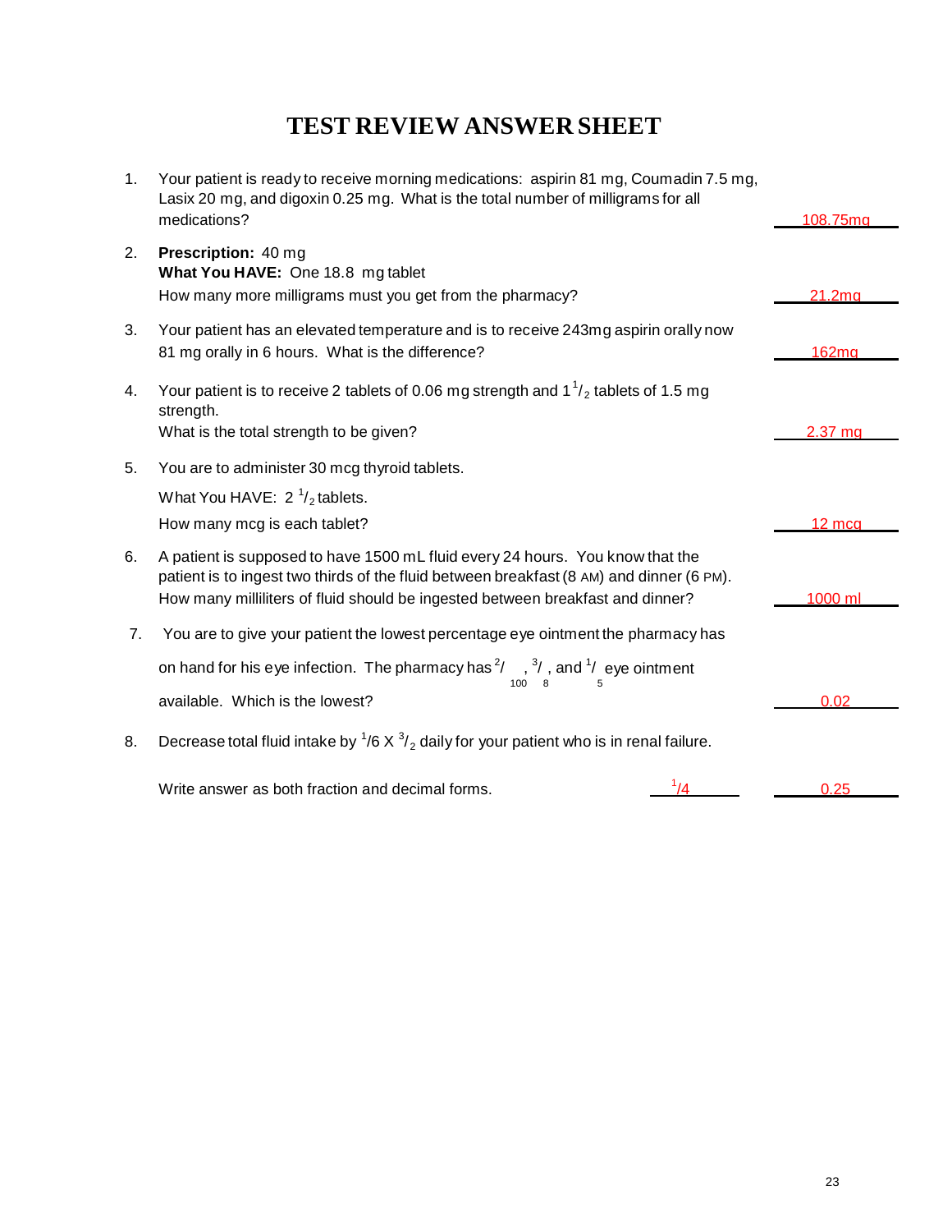# TEST REVIEW ANSWER SHEET

1. Your patient is ready to receive morning medications: aspirin 81 mg, Coumadin 7.5 mg, Lasix 20 mg, and digoxin 0.25 mg. What is the total number of milligrams for all medications? 108.75mg

2. **Prescription:** 40 mg
   **What You HAVE:** One 18.8 mg tablet
   How many more milligrams must you get from the pharmacy? 21.2mg

3. Your patient has an elevated temperature and is to receive 243mg aspirin orally now 81 mg orally in 6 hours. What is the difference? 162mg

4. Your patient is to receive 2 tablets of 0.06 mg strength and $1\,^1/_2$ tablets of 1.5 mg strength.
   What is the total strength to be given? 2.37 mg

5. You are to administer 30 mcg thyroid tablets.
   What You HAVE: $2\,^1/_2$ tablets.
   How many mcg is each tablet? 12 mcg

6. A patient is supposed to have 1500 mL fluid every 24 hours. You know that the patient is to ingest two thirds of the fluid between breakfast (8 AM) and dinner (6 PM). How many milliliters of fluid should be ingested between breakfast and dinner? 1000 ml

7. You are to give your patient the lowest percentage eye ointment the pharmacy has on hand for his eye infection. The pharmacy has $^2/_{100}$, $^3/_8$, and $^1/_5$ eye ointment available. Which is the lowest? 0.02

8. Decrease total fluid intake by $^1/6 \times {}^3/_2$ daily for your patient who is in renal failure.

   Write answer as both fraction and decimal forms. $^1/4$ 0.25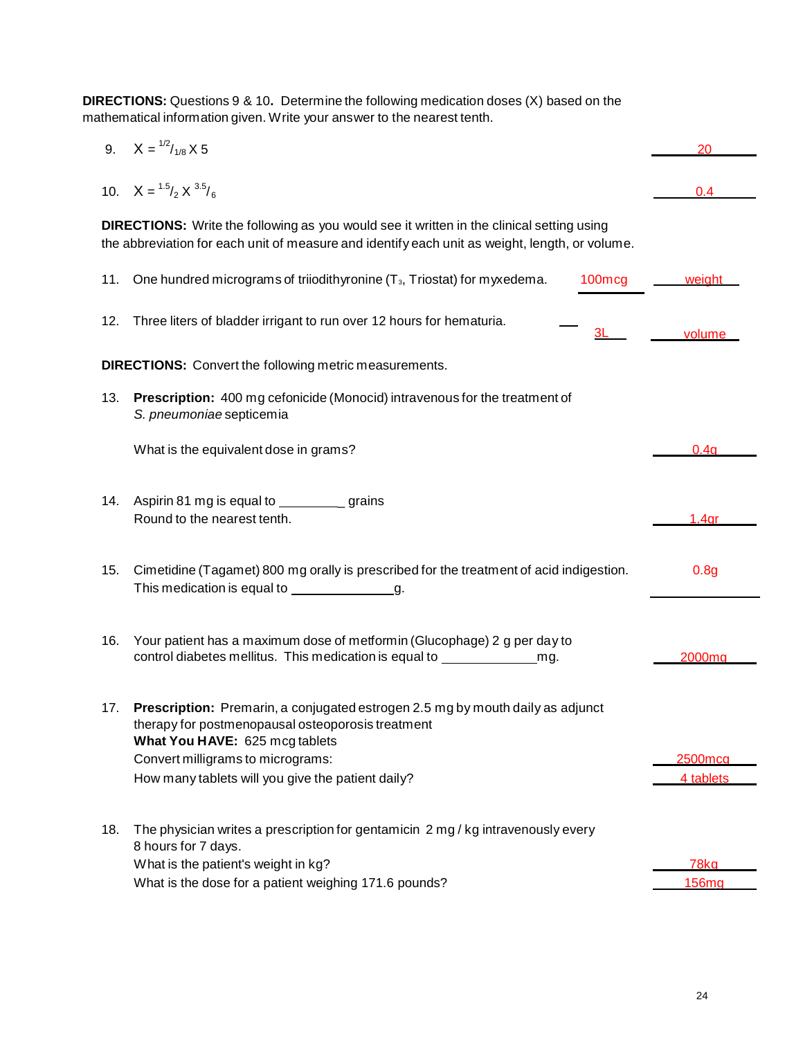**DIRECTIONS:** Questions 9 & 10**.** Determine the following medication doses (X) based on the mathematical information given. Write your answer to the nearest tenth.

9. $X = {}^{1/2}/_{1/8} \times 5$ ____20____

10. $X = {}^{1.5}/_{2} \times {}^{3.5}/_{6}$ ____0.4____

**DIRECTIONS:** Write the following as you would see it written in the clinical setting using the abbreviation for each unit of measure and identify each unit as weight, length, or volume.

11. One hundred micrograms of triiodithyronine ($T_3$, Triostat) for myxedema. 100mcg ____weight____

12. Three liters of bladder irrigant to run over 12 hours for hematuria. ___3L___ ____volume____

**DIRECTIONS:** Convert the following metric measurements.

13. **Prescription:** 400 mg cefonicide (Monocid) intravenous for the treatment of *S. pneumoniae* septicemia

    What is the equivalent dose in grams? ____0.4g____

14. Aspirin 81 mg is equal to _________ grains
    Round to the nearest tenth. ____1.4gr____

15. Cimetidine (Tagamet) 800 mg orally is prescribed for the treatment of acid indigestion. This medication is equal to ______________g. 0.8g

16. Your patient has a maximum dose of metformin (Glucophage) 2 g per day to control diabetes mellitus. This medication is equal to _____________mg. ____2000mg____

17. **Prescription:** Premarin, a conjugated estrogen 2.5 mg by mouth daily as adjunct therapy for postmenopausal osteoporosis treatment
    **What You HAVE:** 625 mcg tablets
    Convert milligrams to micrograms: ____2500mcg____
    How many tablets will you give the patient daily? ____4 tablets____

18. The physician writes a prescription for gentamicin 2 mg / kg intravenously every 8 hours for 7 days.
    What is the patient's weight in kg? ____78kg____
    What is the dose for a patient weighing 171.6 pounds? ____156mg____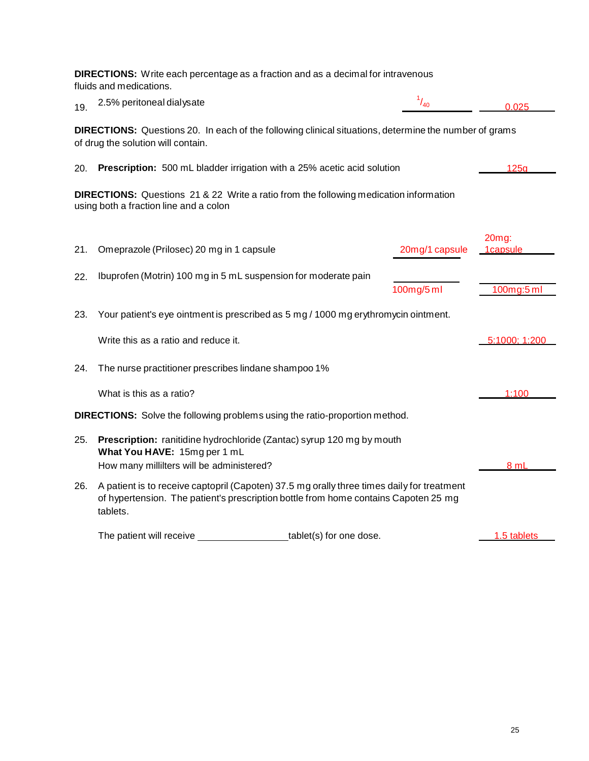**DIRECTIONS:** Write each percentage as a fraction and as a decimal for intravenous fluids and medications.

19. 2.5% peritoneal dialysate $^{1}/_{40}$ 0.025

**DIRECTIONS:** Questions 20. In each of the following clinical situations, determine the number of grams of drug the solution will contain.

20. **Prescription:** 500 mL bladder irrigation with a 25% acetic acid solution 125g

**DIRECTIONS:** Questions 21 & 22 Write a ratio from the following medication information using both a fraction line and a colon

21. Omeprazole (Prilosec) 20 mg in 1 capsule 20mg/1 capsule 20mg: 1capsule

22. Ibuprofen (Motrin) 100 mg in 5 mL suspension for moderate pain 100mg/5 ml 100mg:5 ml

23. Your patient's eye ointment is prescribed as 5 mg / 1000 mg erythromycin ointment.

    Write this as a ratio and reduce it. 5:1000; 1:200

24. The nurse practitioner prescribes lindane shampoo 1%

    What is this as a ratio? 1:100

**DIRECTIONS:** Solve the following problems using the ratio-proportion method.

25. **Prescription:** ranitidine hydrochloride (Zantac) syrup 120 mg by mouth
    **What You HAVE:** 15mg per 1 mL
    How many millilters will be administered? 8 mL

26. A patient is to receive captopril (Capoten) 37.5 mg orally three times daily for treatment of hypertension. The patient's prescription bottle from home contains Capoten 25 mg tablets.

    The patient will receive ________________ tablet(s) for one dose. 1.5 tablets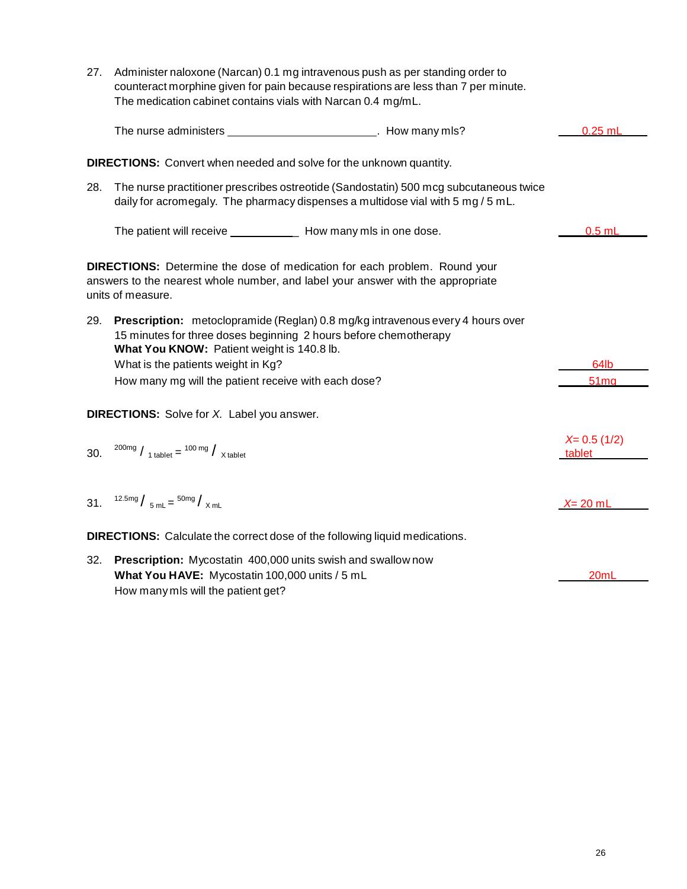27. Administer naloxone (Narcan) 0.1 mg intravenous push as per standing order to counteract morphine given for pain because respirations are less than 7 per minute. The medication cabinet contains vials with Narcan 0.4 mg/mL.

    The nurse administers ________________________. How many mls? 0.25 mL

**DIRECTIONS:** Convert when needed and solve for the unknown quantity.

28. The nurse practitioner prescribes ostreotide (Sandostatin) 500 mcg subcutaneous twice daily for acromegaly. The pharmacy dispenses a multidose vial with 5 mg / 5 mL.

    The patient will receive ___________ How many mls in one dose. 0.5 mL

**DIRECTIONS:** Determine the dose of medication for each problem. Round your answers to the nearest whole number, and label your answer with the appropriate units of measure.

29. **Prescription:** metoclopramide (Reglan) 0.8 mg/kg intravenous every 4 hours over 15 minutes for three doses beginning 2 hours before chemotherapy
    **What You KNOW:** Patient weight is 140.8 lb.
    What is the patients weight in Kg? 64lb
    How many mg will the patient receive with each dose? 51mg

**DIRECTIONS:** Solve for *X*. Label you answer.

30. $^{200\text{mg}} / _{1\text{ tablet}} = {}^{100\text{ mg}} / _{X\text{ tablet}}$ *X*= 0.5 (1/2) tablet

31. $^{12.5\text{mg}} / _{5\text{ mL}} = {}^{50\text{mg}} / _{X\text{ mL}}$ *X*= 20 mL

**DIRECTIONS:** Calculate the correct dose of the following liquid medications.

32. **Prescription:** Mycostatin 400,000 units swish and swallow now
    **What You HAVE:** Mycostatin 100,000 units / 5 mL
    How many mls will the patient get? 20mL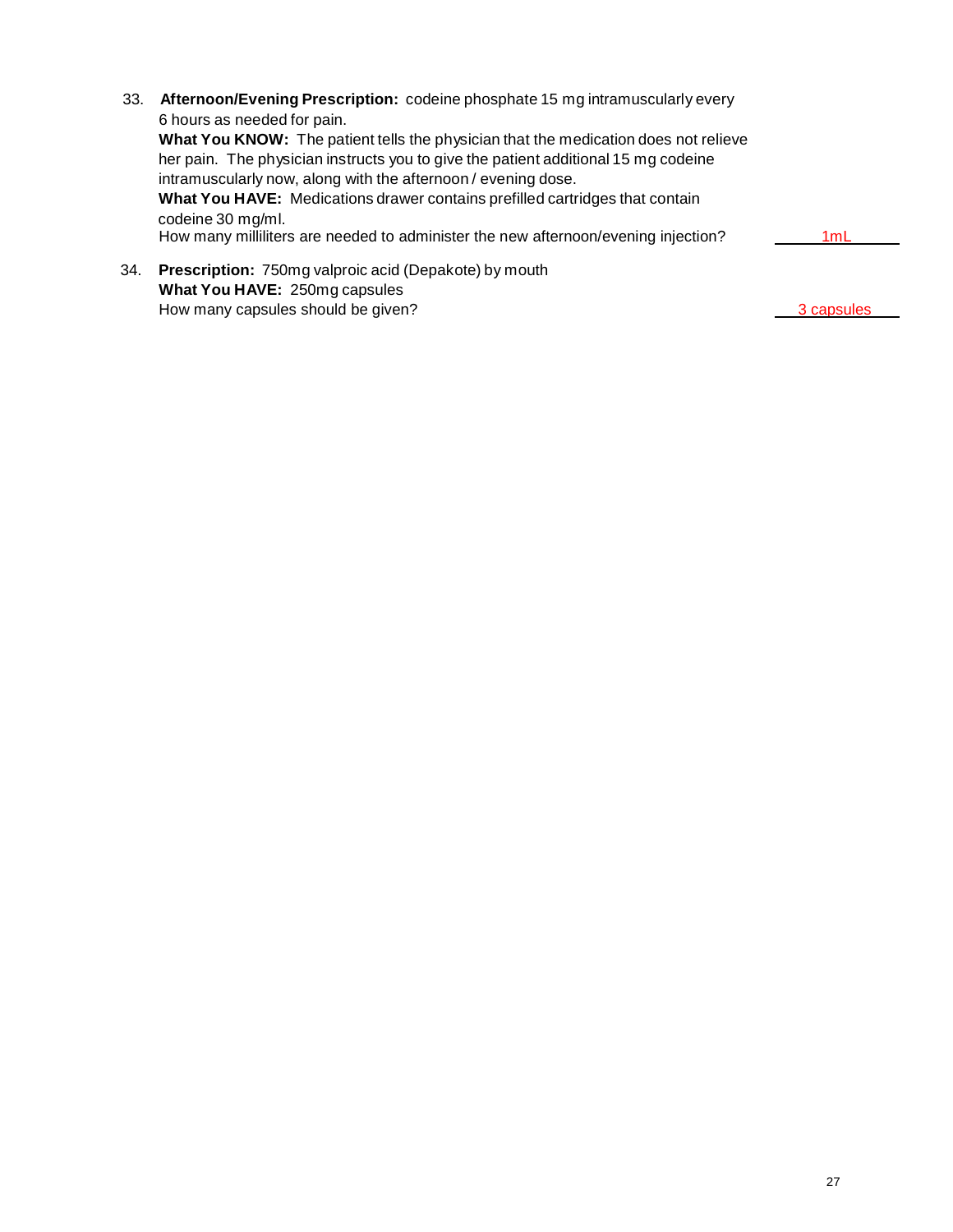33. **Afternoon/Evening Prescription:** codeine phosphate 15 mg intramuscularly every 6 hours as needed for pain.
    **What You KNOW:** The patient tells the physician that the medication does not relieve her pain. The physician instructs you to give the patient additional 15 mg codeine intramuscularly now, along with the afternoon / evening dose.
    **What You HAVE:** Medications drawer contains prefilled cartridges that contain codeine 30 mg/ml.
    How many milliliters are needed to administer the new afternoon/evening injection? 1mL

34. **Prescription:** 750mg valproic acid (Depakote) by mouth
    **What You HAVE:** 250mg capsules
    How many capsules should be given? 3 capsules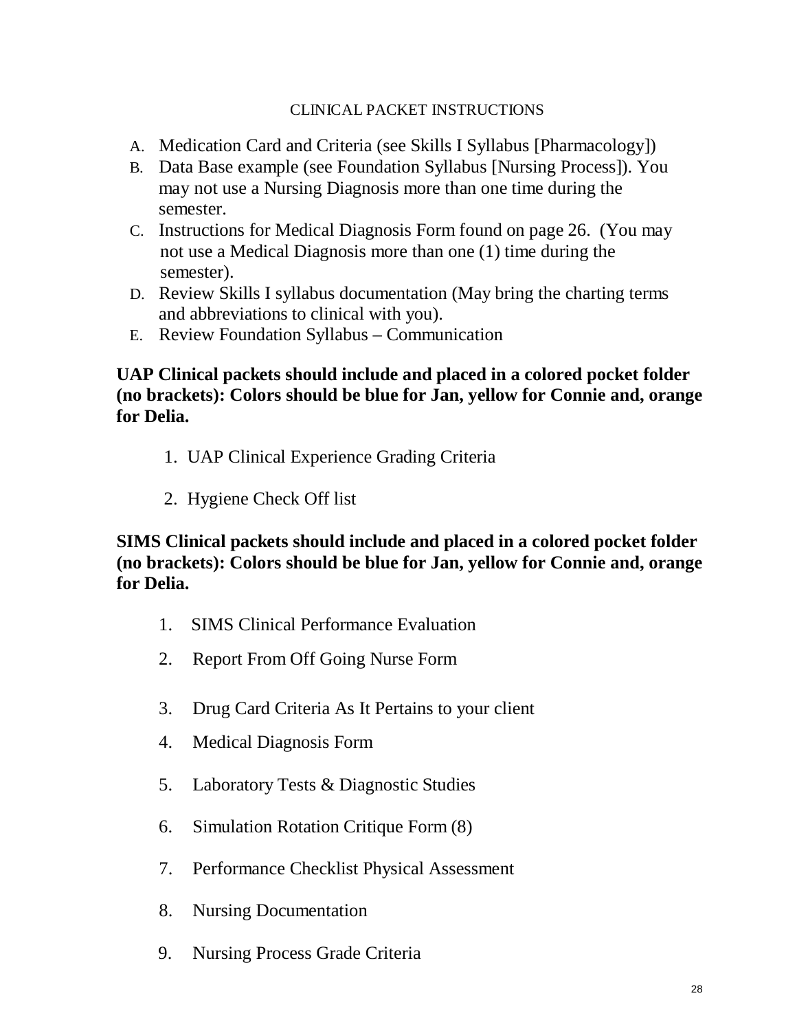# CLINICAL PACKET INSTRUCTIONS

A. Medication Card and Criteria (see Skills I Syllabus [Pharmacology])
B. Data Base example (see Foundation Syllabus [Nursing Process]). You may not use a Nursing Diagnosis more than one time during the semester.
C. Instructions for Medical Diagnosis Form found on page 26. (You may not use a Medical Diagnosis more than one (1) time during the semester).
D. Review Skills I syllabus documentation (May bring the charting terms and abbreviations to clinical with you).
E. Review Foundation Syllabus – Communication

**UAP Clinical packets should include and placed in a colored pocket folder (no brackets): Colors should be blue for Jan, yellow for Connie and, orange for Delia.**

1. UAP Clinical Experience Grading Criteria
2. Hygiene Check Off list

**SIMS Clinical packets should include and placed in a colored pocket folder (no brackets): Colors should be blue for Jan, yellow for Connie and, orange for Delia.**

1. SIMS Clinical Performance Evaluation
2. Report From Off Going Nurse Form
3. Drug Card Criteria As It Pertains to your client
4. Medical Diagnosis Form
5. Laboratory Tests & Diagnostic Studies
6. Simulation Rotation Critique Form (8)
7. Performance Checklist Physical Assessment
8. Nursing Documentation
9. Nursing Process Grade Criteria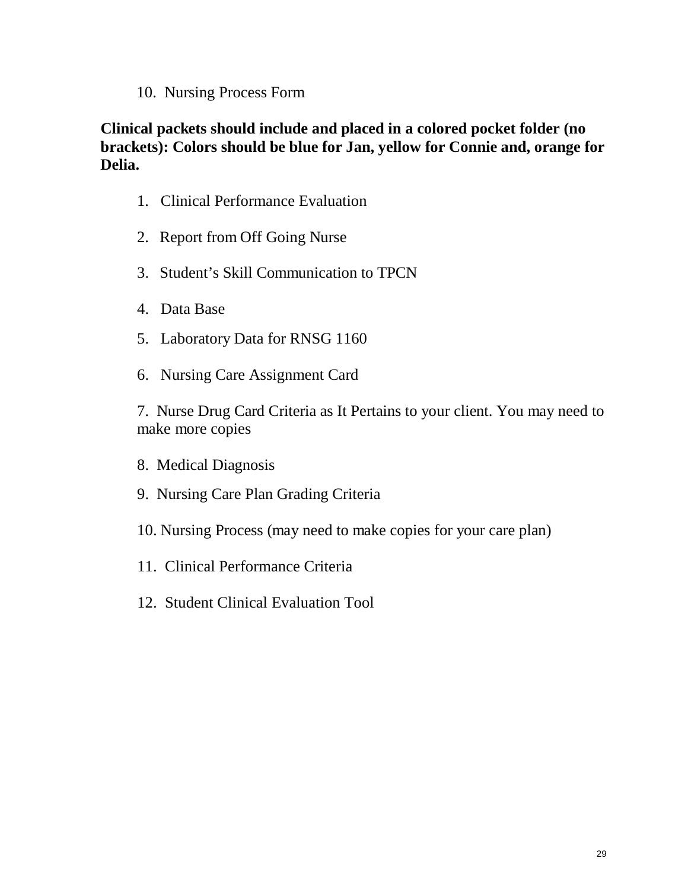10. Nursing Process Form

**Clinical packets should include and placed in a colored pocket folder (no brackets): Colors should be blue for Jan, yellow for Connie and, orange for Delia.**

1. Clinical Performance Evaluation

2. Report from Off Going Nurse

3. Student's Skill Communication to TPCN

4. Data Base

5. Laboratory Data for RNSG 1160

6. Nursing Care Assignment Card

7. Nurse Drug Card Criteria as It Pertains to your client. You may need to make more copies

8. Medical Diagnosis

9. Nursing Care Plan Grading Criteria

10. Nursing Process (may need to make copies for your care plan)

11. Clinical Performance Criteria

12. Student Clinical Evaluation Tool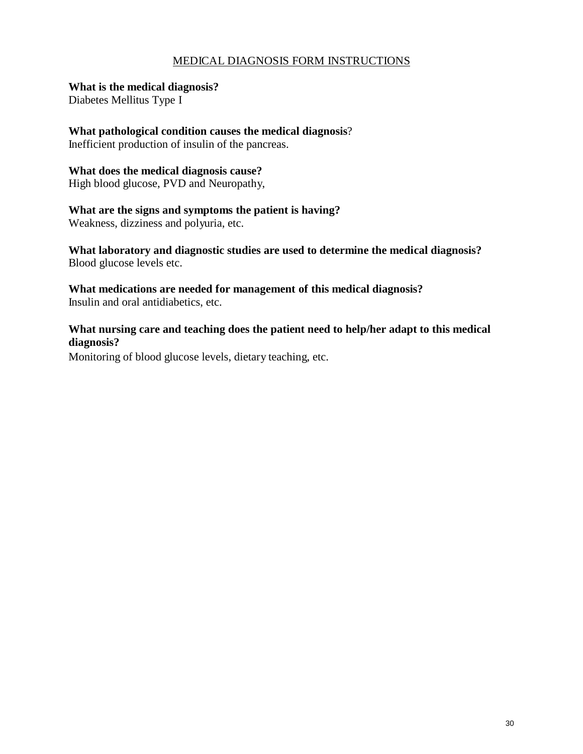## MEDICAL DIAGNOSIS FORM INSTRUCTIONS

**What is the medical diagnosis?**
Diabetes Mellitus Type I

**What pathological condition causes the medical diagnosis**?
Inefficient production of insulin of the pancreas.

**What does the medical diagnosis cause?**
High blood glucose, PVD and Neuropathy,

**What are the signs and symptoms the patient is having?**
Weakness, dizziness and polyuria, etc.

**What laboratory and diagnostic studies are used to determine the medical diagnosis?**
Blood glucose levels etc.

**What medications are needed for management of this medical diagnosis?**
Insulin and oral antidiabetics, etc.

**What nursing care and teaching does the patient need to help/her adapt to this medical diagnosis?**
Monitoring of blood glucose levels, dietary teaching, etc.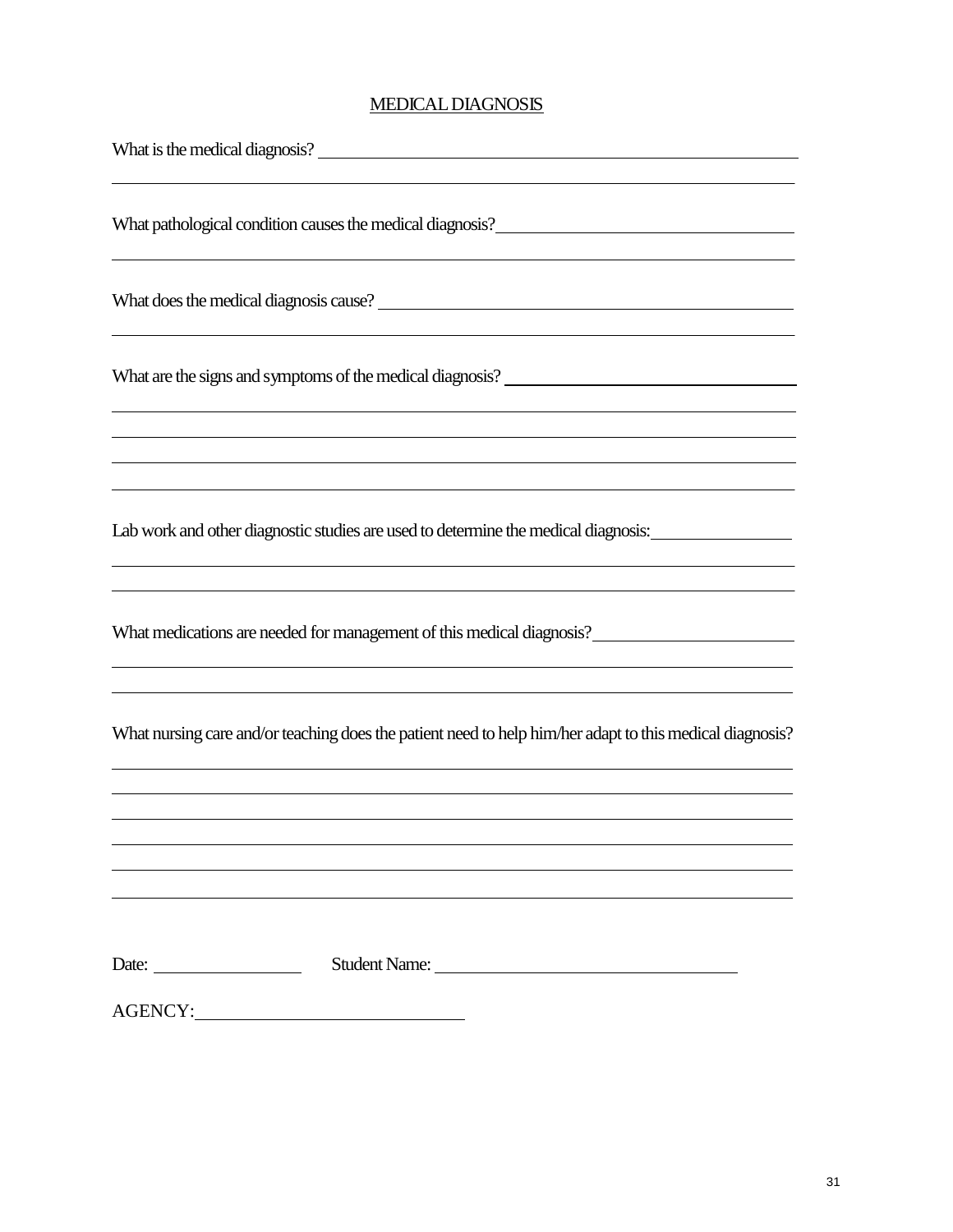# MEDICAL DIAGNOSIS

What is the medical diagnosis? ______________________________________________

______________________________________________________________________

What pathological condition causes the medical diagnosis? ______________________

______________________________________________________________________

What does the medical diagnosis cause? ________________________________________

______________________________________________________________________

What are the signs and symptoms of the medical diagnosis? ______________________

______________________________________________________________________

______________________________________________________________________

______________________________________________________________________

______________________________________________________________________

Lab work and other diagnostic studies are used to determine the medical diagnosis: ____________

______________________________________________________________________

______________________________________________________________________

What medications are needed for management of this medical diagnosis? ________________

______________________________________________________________________

______________________________________________________________________

What nursing care and/or teaching does the patient need to help him/her adapt to this medical diagnosis?

______________________________________________________________________

______________________________________________________________________

______________________________________________________________________

______________________________________________________________________

______________________________________________________________________

______________________________________________________________________

Date: ______________ Student Name: ______________________________

AGENCY: ______________________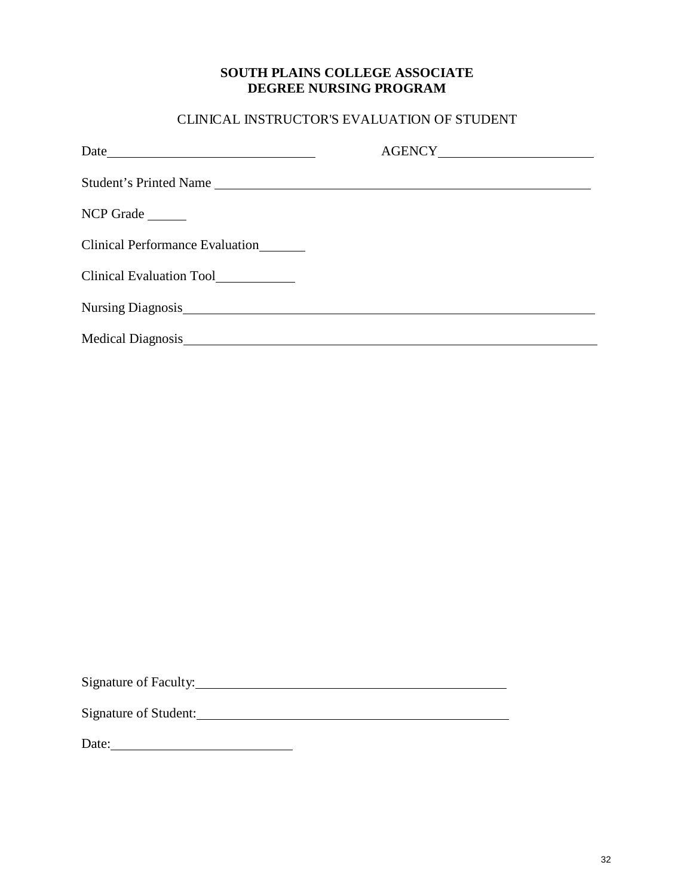**SOUTH PLAINS COLLEGE ASSOCIATE DEGREE NURSING PROGRAM**

CLINICAL INSTRUCTOR'S EVALUATION OF STUDENT

Date\_\_\_\_\_\_\_\_\_\_\_\_\_\_\_\_\_\_\_\_\_\_\_\_\_\_\_\_ AGENCY\_\_\_\_\_\_\_\_\_\_\_\_\_\_\_\_\_\_\_\_\_\_

Student's Printed Name \_\_\_\_\_\_\_\_\_\_\_\_\_\_\_\_\_\_\_\_\_\_\_\_\_\_\_\_\_\_\_\_\_\_\_\_\_\_\_\_\_\_\_\_\_\_\_\_

NCP Grade \_\_\_\_\_

Clinical Performance Evaluation\_\_\_\_\_\_

Clinical Evaluation Tool\_\_\_\_\_\_\_\_\_\_

Nursing Diagnosis\_\_\_\_\_\_\_\_\_\_\_\_\_\_\_\_\_\_\_\_\_\_\_\_\_\_\_\_\_\_\_\_\_\_\_\_\_\_\_\_\_\_\_\_\_\_\_\_\_\_\_\_

Medical Diagnosis\_\_\_\_\_\_\_\_\_\_\_\_\_\_\_\_\_\_\_\_\_\_\_\_\_\_\_\_\_\_\_\_\_\_\_\_\_\_\_\_\_\_\_\_\_\_\_\_\_\_\_\_

Signature of Faculty:\_\_\_\_\_\_\_\_\_\_\_\_\_\_\_\_\_\_\_\_\_\_\_\_\_\_\_\_\_\_\_\_\_\_\_\_\_\_\_\_\_

Signature of Student:\_\_\_\_\_\_\_\_\_\_\_\_\_\_\_\_\_\_\_\_\_\_\_\_\_\_\_\_\_\_\_\_\_\_\_\_\_\_\_\_\_

Date:\_\_\_\_\_\_\_\_\_\_\_\_\_\_\_\_\_\_\_\_\_\_\_\_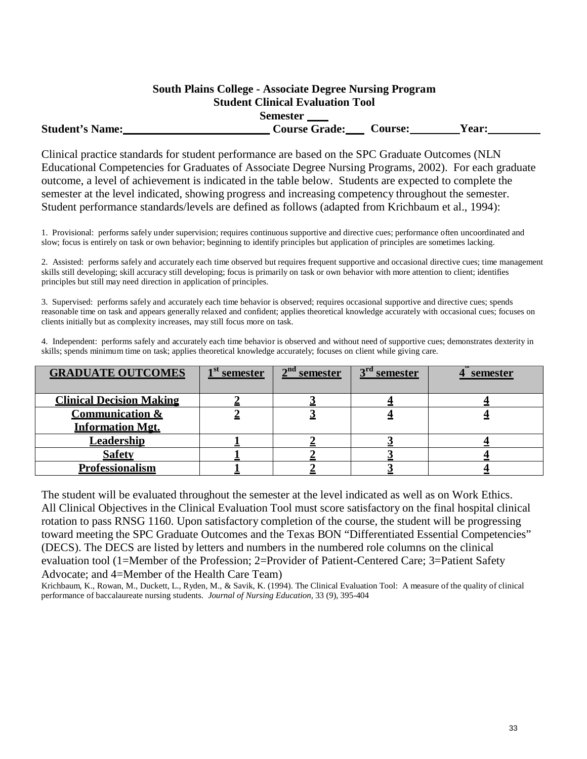**South Plains College - Associate Degree Nursing Program**
**Student Clinical Evaluation Tool**
**Semester \_\_\_\_**

**Student's Name:\_\_\_\_\_\_\_\_\_\_\_\_\_\_\_\_\_\_\_\_\_\_\_\_\_\_ Course Grade:\_\_\_ Course:\_\_\_\_\_\_\_\_\_Year:\_\_\_\_\_\_\_\_\_\_**

Clinical practice standards for student performance are based on the SPC Graduate Outcomes (NLN Educational Competencies for Graduates of Associate Degree Nursing Programs, 2002). For each graduate outcome, a level of achievement is indicated in the table below. Students are expected to complete the semester at the level indicated, showing progress and increasing competency throughout the semester. Student performance standards/levels are defined as follows (adapted from Krichbaum et al., 1994):

1. Provisional: performs safely under supervision; requires continuous supportive and directive cues; performance often uncoordinated and slow; focus is entirely on task or own behavior; beginning to identify principles but application of principles are sometimes lacking.

2. Assisted: performs safely and accurately each time observed but requires frequent supportive and occasional directive cues; time management skills still developing; skill accuracy still developing; focus is primarily on task or own behavior with more attention to client; identifies principles but still may need direction in application of principles.

3. Supervised: performs safely and accurately each time behavior is observed; requires occasional supportive and directive cues; spends reasonable time on task and appears generally relaxed and confident; applies theoretical knowledge accurately with occasional cues; focuses on clients initially but as complexity increases, may still focus more on task.

4. Independent: performs safely and accurately each time behavior is observed and without need of supportive cues; demonstrates dexterity in skills; spends minimum time on task; applies theoretical knowledge accurately; focuses on client while giving care.

| GRADUATE OUTCOMES | 1st semester | 2nd semester | 3rd semester | 4th semester |
|---|---|---|---|---|
| Clinical Decision Making | 2 | 3 | 4 | 4 |
| Communication & Information Mgt. | 2 | 3 | 4 | 4 |
| Leadership | 1 | 2 | 3 | 4 |
| Safety | 1 | 2 | 3 | 4 |
| Professionalism | 1 | 2 | 3 | 4 |

The student will be evaluated throughout the semester at the level indicated as well as on Work Ethics. All Clinical Objectives in the Clinical Evaluation Tool must score satisfactory on the final hospital clinical rotation to pass RNSG 1160. Upon satisfactory completion of the course, the student will be progressing toward meeting the SPC Graduate Outcomes and the Texas BON "Differentiated Essential Competencies" (DECS). The DECS are listed by letters and numbers in the numbered role columns on the clinical evaluation tool (1=Member of the Profession; 2=Provider of Patient-Centered Care; 3=Patient Safety Advocate; and 4=Member of the Health Care Team)

Krichbaum, K., Rowan, M., Duckett, L., Ryden, M., & Savik, K. (1994). The Clinical Evaluation Tool: A measure of the quality of clinical performance of baccalaureate nursing students. *Journal of Nursing Education*, 33 (9), 395-404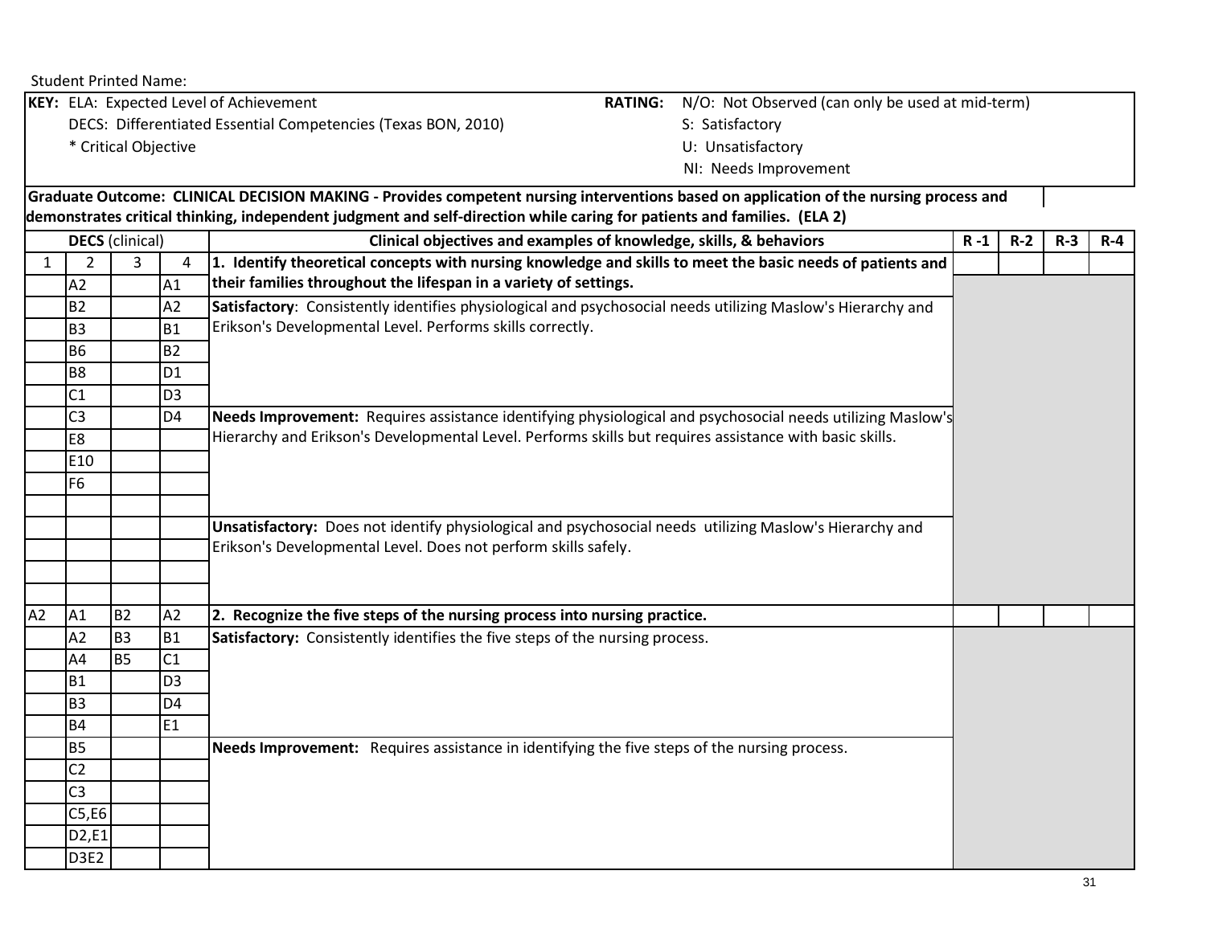Student Printed Name:

| | |
|---|---|
| **KEY:** ELA: Expected Level of Achievement | **RATING:** N/O: Not Observed (can only be used at mid-term) |
| DECS: Differentiated Essential Competencies (Texas BON, 2010) | S: Satisfactory |
| * Critical Objective | U: Unsatisfactory |
| | NI: Needs Improvement |

**Graduate Outcome: CLINICAL DECISION MAKING - Provides competent nursing interventions based on application of the nursing process and demonstrates critical thinking, independent judgment and self-direction while caring for patients and families. (ELA 2)**

| **DECS** (clinical) | | | | **Clinical objectives and examples of knowledge, skills, & behaviors** | **R -1** | **R-2** | **R-3** | **R-4** |
|---|---|---|---|---|---|---|---|---|
| 1 | 2 | 3 | 4 | **1. Identify theoretical concepts with nursing knowledge and skills to meet the basic needs of patients and their families throughout the lifespan in a variety of settings.** | | | | |
| | A2 | | A1 | | | | | |
| | B2 | | A2 | **Satisfactory**: Consistently identifies physiological and psychosocial needs utilizing Maslow's Hierarchy and Erikson's Developmental Level. Performs skills correctly. | | | | |
| | B3 | | B1 | | | | | |
| | B6 | | B2 | | | | | |
| | B8 | | D1 | | | | | |
| | C1 | | D3 | | | | | |
| | C3 | | D4 | **Needs Improvement:** Requires assistance identifying physiological and psychosocial needs utilizing Maslow's Hierarchy and Erikson's Developmental Level. Performs skills but requires assistance with basic skills. | | | | |
| | E8 | | | | | | | |
| | E10 | | | | | | | |
| | F6 | | | | | | | |
| | | | | | | | | |
| | | | | **Unsatisfactory:** Does not identify physiological and psychosocial needs utilizing Maslow's Hierarchy and Erikson's Developmental Level. Does not perform skills safely. | | | | |
| | | | | | | | | |
| | | | | | | | | |
| | | | | | | | | |
| A2 | A1 | B2 | A2 | **2. Recognize the five steps of the nursing process into nursing practice.** | | | | |
| | A2 | B3 | B1 | **Satisfactory:** Consistently identifies the five steps of the nursing process. | | | | |
| | A4 | B5 | C1 | | | | | |
| | B1 | | D3 | | | | | |
| | B3 | | D4 | | | | | |
| | B4 | | E1 | | | | | |
| | B5 | | | **Needs Improvement:** Requires assistance in identifying the five steps of the nursing process. | | | | |
| | C2 | | | | | | | |
| | C3 | | | | | | | |
| | C5,E6 | | | | | | | |
| | D2,E1 | | | | | | | |
| | D3E2 | | | | | | | |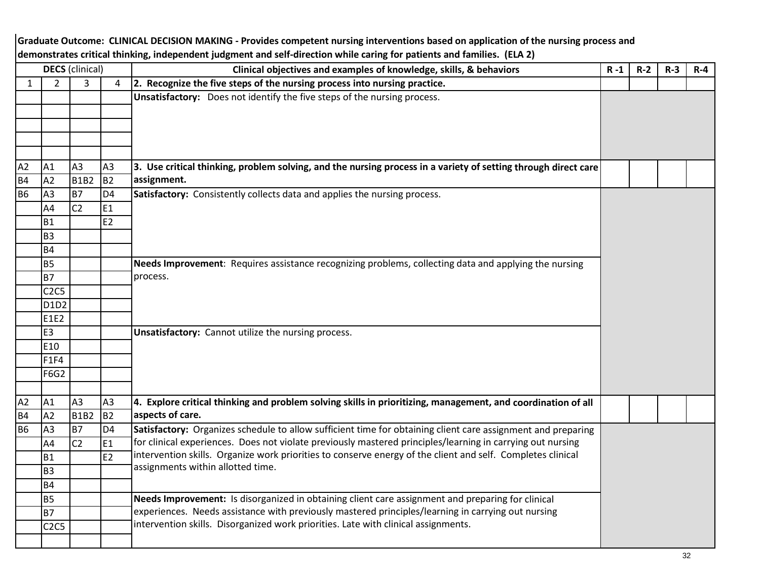**Graduate Outcome: CLINICAL DECISION MAKING - Provides competent nursing interventions based on application of the nursing process and demonstrates critical thinking, independent judgment and self-direction while caring for patients and families. (ELA 2)**

| **DECS** (clinical) | | | | **Clinical objectives and examples of knowledge, skills, & behaviors** | **R-1** | **R-2** | **R-3** | **R-4** |
|---|---|---|---|---|---|---|---|---|
| 1 | 2 | 3 | 4 | **2. Recognize the five steps of the nursing process into nursing practice.** | | | | |
| | | | | **Unsatisfactory:** Does not identify the five steps of the nursing process. | | | | |
| A2 | A1 | A3 | A3 | **3. Use critical thinking, problem solving, and the nursing process in a variety of setting through direct care assignment.** | | | | |
| B4 | A2 | B1B2 | B2 | | | | | |
| B6 | A3 | B7 | D4 | **Satisfactory:** Consistently collects data and applies the nursing process. | | | | |
| | A4 | C2 | E1 | | | | | |
| | B1 | | E2 | | | | | |
| | B3 | | | | | | | |
| | B4 | | | | | | | |
| | B5 | | | **Needs Improvement**: Requires assistance recognizing problems, collecting data and applying the nursing process. | | | | |
| | B7 | | | | | | | |
| | C2C5 | | | | | | | |
| | D1D2 | | | | | | | |
| | E1E2 | | | | | | | |
| | E3 | | | **Unsatisfactory:** Cannot utilize the nursing process. | | | | |
| | E10 | | | | | | | |
| | F1F4 | | | | | | | |
| | F6G2 | | | | | | | |
| A2 | A1 | A3 | A3 | **4. Explore critical thinking and problem solving skills in prioritizing, management, and coordination of all aspects of care.** | | | | |
| B4 | A2 | B1B2 | B2 | | | | | |
| B6 | A3 | B7 | D4 | **Satisfactory:** Organizes schedule to allow sufficient time for obtaining client care assignment and preparing for clinical experiences. Does not violate previously mastered principles/learning in carrying out nursing intervention skills. Organize work priorities to conserve energy of the client and self. Completes clinical assignments within allotted time. | | | | |
| | A4 | C2 | E1 | | | | | |
| | B1 | | E2 | | | | | |
| | B3 | | | | | | | |
| | B4 | | | | | | | |
| | B5 | | | **Needs Improvement:** Is disorganized in obtaining client care assignment and preparing for clinical experiences. Needs assistance with previously mastered principles/learning in carrying out nursing intervention skills. Disorganized work priorities. Late with clinical assignments. | | | | |
| | B7 | | | | | | | |
| | C2C5 | | | | | | | |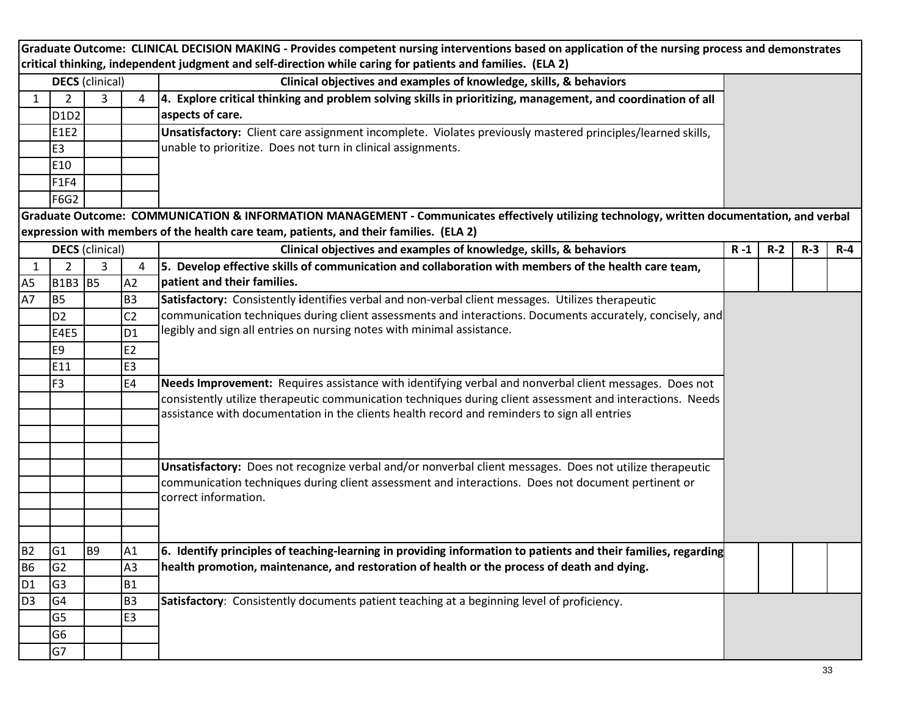| Graduate Outcome: CLINICAL DECISION MAKING - Provides competent nursing interventions based on application of the nursing process and demonstrates critical thinking, independent judgment and self-direction while caring for patients and families. (ELA 2) | | | | | | | | |
|---|---|---|---|---|---|---|---|---|
| **DECS** (clinical) | | | | **Clinical objectives and examples of knowledge, skills, & behaviors** | | | | |
| 1 | 2 | 3 | 4 | **4. Explore critical thinking and problem solving skills in prioritizing, management, and coordination of all aspects of care.** | | | | |
| | D1D2 | | | | | | | |
| | E1E2 | | | **Unsatisfactory:** Client care assignment incomplete. Violates previously mastered principles/learned skills, unable to prioritize. Does not turn in clinical assignments. | | | | |
| | E3 | | | | | | | |
| | E10 | | | | | | | |
| | F1F4 | | | | | | | |
| | F6G2 | | | | | | | |

| Graduate Outcome: COMMUNICATION & INFORMATION MANAGEMENT - Communicates effectively utilizing technology, written documentation, and verbal expression with members of the health care team, patients, and their families. (ELA 2) | | | | | | | | |
|---|---|---|---|---|---|---|---|---|
| **DECS** (clinical) | | | | **Clinical objectives and examples of knowledge, skills, & behaviors** | **R -1** | **R-2** | **R-3** | **R-4** |
| 1 | 2 | 3 | 4 | **5. Develop effective skills of communication and collaboration with members of the health care team, patient and their families.** | | | | |
| A5 | B1B3 | B5 | A2 | | | | | |
| A7 | B5 | | B3 | **Satisfactory:** Consistently identifies verbal and non-verbal client messages. Utilizes therapeutic communication techniques during client assessments and interactions. Documents accurately, concisely, and legibly and sign all entries on nursing notes with minimal assistance. | | | | |
| | D2 | | C2 | | | | | |
| | E4E5 | | D1 | | | | | |
| | E9 | | E2 | | | | | |
| | E11 | | E3 | | | | | |
| | F3 | | E4 | **Needs Improvement:** Requires assistance with identifying verbal and nonverbal client messages. Does not consistently utilize therapeutic communication techniques during client assessment and interactions. Needs assistance with documentation in the clients health record and reminders to sign all entries | | | | |
| | | | | **Unsatisfactory:** Does not recognize verbal and/or nonverbal client messages. Does not utilize therapeutic communication techniques during client assessment and interactions. Does not document pertinent or correct information. | | | | |
| B2 | G1 | B9 | A1 | **6. Identify principles of teaching-learning in providing information to patients and their families, regarding health promotion, maintenance, and restoration of health or the process of death and dying.** | | | | |
| B6 | G2 | | A3 | | | | | |
| D1 | G3 | | B1 | | | | | |
| D3 | G4 | | B3 | **Satisfactory**: Consistently documents patient teaching at a beginning level of proficiency. | | | | |
| | G5 | | E3 | | | | | |
| | G6 | | | | | | | |
| | G7 | | | | | | | |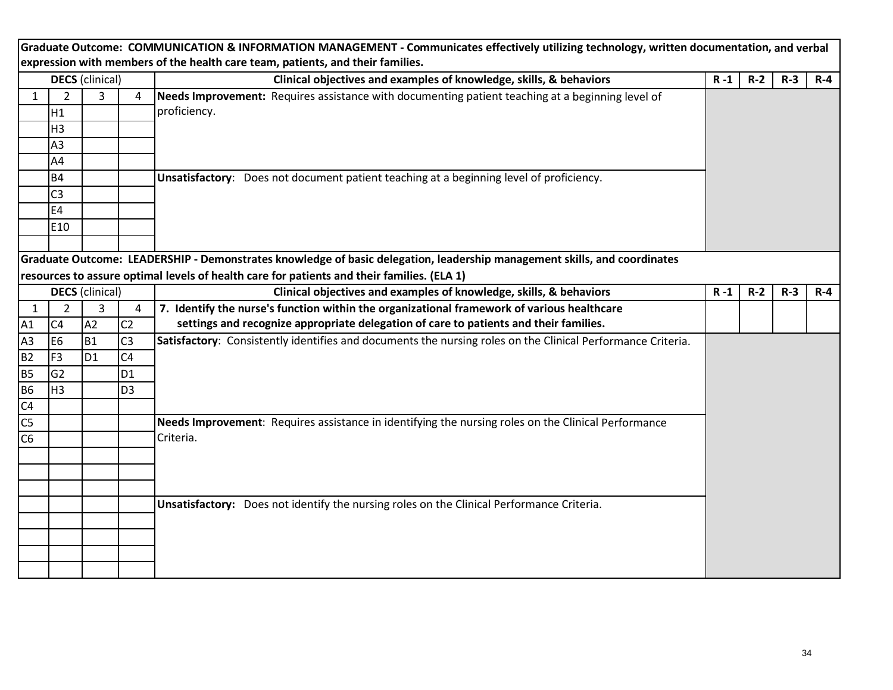| Graduate Outcome: COMMUNICATION & INFORMATION MANAGEMENT - Communicates effectively utilizing technology, written documentation, and verbal expression with members of the health care team, patients, and their families. | | | | | | | | |
|---|---|---|---|---|---|---|---|---|
| **DECS** (clinical) | | | | **Clinical objectives and examples of knowledge, skills, & behaviors** | **R -1** | **R-2** | **R-3** | **R-4** |
| 1 | 2 | 3 | 4 | **Needs Improvement:** Requires assistance with documenting patient teaching at a beginning level of proficiency. | | | | |
| | H1 | | | | | | | |
| | H3 | | | | | | | |
| | A3 | | | | | | | |
| | A4 | | | | | | | |
| | B4 | | | **Unsatisfactory**: Does not document patient teaching at a beginning level of proficiency. | | | | |
| | C3 | | | | | | | |
| | E4 | | | | | | | |
| | E10 | | | | | | | |

| Graduate Outcome: LEADERSHIP - Demonstrates knowledge of basic delegation, leadership management skills, and coordinates resources to assure optimal levels of health care for patients and their families. (ELA 1) | | | | | | | | |
|---|---|---|---|---|---|---|---|---|
| **DECS** (clinical) | | | | **Clinical objectives and examples of knowledge, skills, & behaviors** | **R -1** | **R-2** | **R-3** | **R-4** |
| 1 | 2 | 3 | 4 | **7. Identify the nurse's function within the organizational framework of various healthcare settings and recognize appropriate delegation of care to patients and their families.** | | | | |
| A1 | C4 | A2 | C2 | | | | | |
| A3 | E6 | B1 | C3 | **Satisfactory**: Consistently identifies and documents the nursing roles on the Clinical Performance Criteria. | | | | |
| B2 | F3 | D1 | C4 | | | | | |
| B5 | G2 | | D1 | | | | | |
| B6 | H3 | | D3 | | | | | |
| C4 | | | | | | | | |
| C5 | | | | **Needs Improvement**: Requires assistance in identifying the nursing roles on the Clinical Performance Criteria. | | | | |
| C6 | | | | | | | | |
| | | | | **Unsatisfactory:** Does not identify the nursing roles on the Clinical Performance Criteria. | | | | |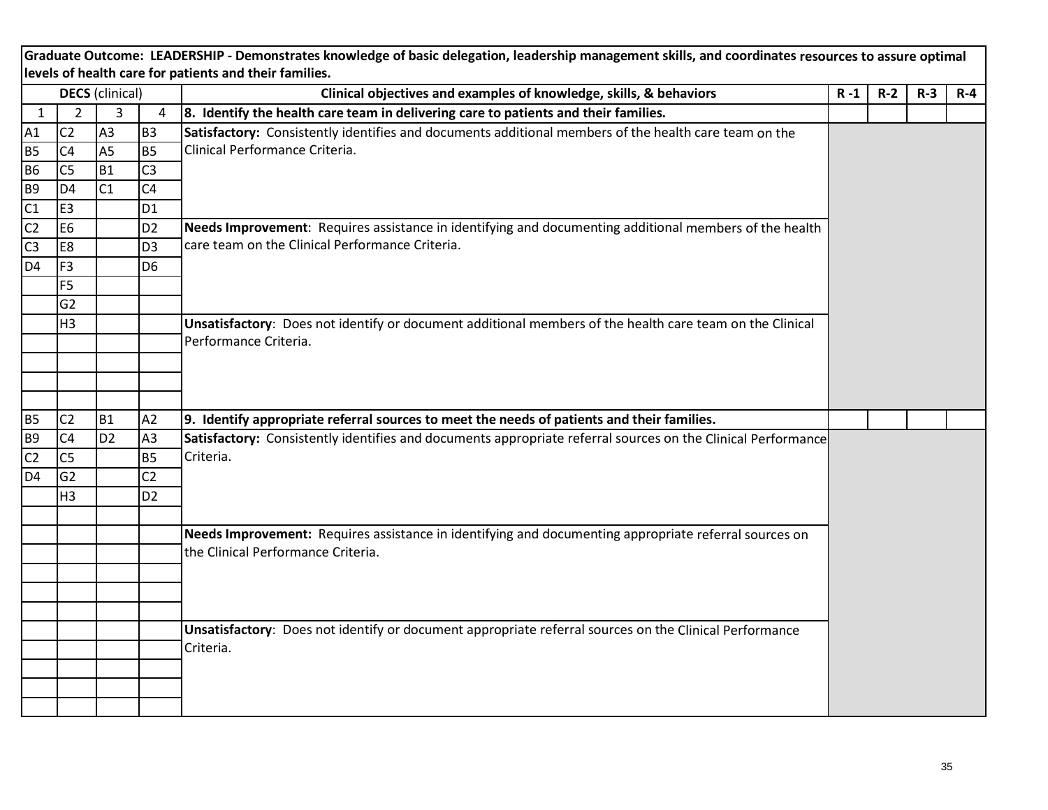**Graduate Outcome: LEADERSHIP - Demonstrates knowledge of basic delegation, leadership management skills, and coordinates resources to assure optimal levels of health care for patients and their families.**

| DECS (clinical) | | | | Clinical objectives and examples of knowledge, skills, & behaviors | R -1 | R-2 | R-3 | R-4 |
|---|---|---|---|---|---|---|---|---|
| 1 | 2 | 3 | 4 | **8. Identify the health care team in delivering care to patients and their families.** | | | | |
| A1 | C2 | A3 | B3 | **Satisfactory:** Consistently identifies and documents additional members of the health care team on the Clinical Performance Criteria. | | | | |
| B5 | C4 | A5 | B5 | | | | | |
| B6 | C5 | B1 | C3 | | | | | |
| B9 | D4 | C1 | C4 | | | | | |
| C1 | E3 | | D1 | | | | | |
| C2 | E6 | | D2 | **Needs Improvement**: Requires assistance in identifying and documenting additional members of the health care team on the Clinical Performance Criteria. | | | | |
| C3 | E8 | | D3 | | | | | |
| D4 | F3 | | D6 | | | | | |
| | F5 | | | | | | | |
| | G2 | | | | | | | |
| | H3 | | | **Unsatisfactory**: Does not identify or document additional members of the health care team on the Clinical Performance Criteria. | | | | |
| B5 | C2 | B1 | A2 | **9. Identify appropriate referral sources to meet the needs of patients and their families.** | | | | |
| B9 | C4 | D2 | A3 | **Satisfactory:** Consistently identifies and documents appropriate referral sources on the Clinical Performance Criteria. | | | | |
| C2 | C5 | | B5 | | | | | |
| D4 | G2 | | C2 | | | | | |
| | H3 | | D2 | | | | | |
| | | | | **Needs Improvement:** Requires assistance in identifying and documenting appropriate referral sources on the Clinical Performance Criteria. | | | | |
| | | | | **Unsatisfactory**: Does not identify or document appropriate referral sources on the Clinical Performance Criteria. | | | | |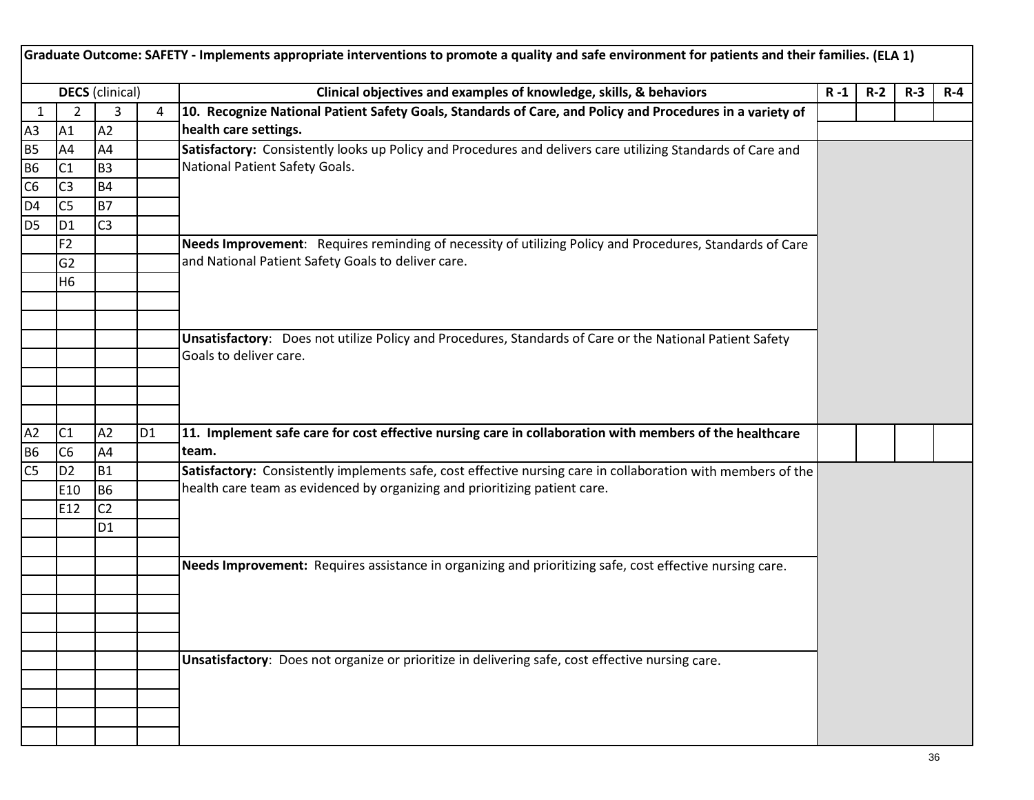**Graduate Outcome: SAFETY - Implements appropriate interventions to promote a quality and safe environment for patients and their families. (ELA 1)**

| DECS (clinical) | | | | Clinical objectives and examples of knowledge, skills, & behaviors | R -1 | R-2 | R-3 | R-4 |
|---|---|---|---|---|---|---|---|---|
| 1 | 2 | 3 | 4 | **10. Recognize National Patient Safety Goals, Standards of Care, and Policy and Procedures in a variety of health care settings.** | | | | |
| A3 | A1 | A2 | | | | | | |
| B5 | A4 | A4 | | **Satisfactory:** Consistently looks up Policy and Procedures and delivers care utilizing Standards of Care and National Patient Safety Goals. | | | | |
| B6 | C1 | B3 | | | | | | |
| C6 | C3 | B4 | | | | | | |
| D4 | C5 | B7 | | | | | | |
| D5 | D1 | C3 | | | | | | |
| | F2 | | | **Needs Improvement**: Requires reminding of necessity of utilizing Policy and Procedures, Standards of Care and National Patient Safety Goals to deliver care. | | | | |
| | G2 | | | | | | | |
| | H6 | | | | | | | |
| | | | | **Unsatisfactory**: Does not utilize Policy and Procedures, Standards of Care or the National Patient Safety Goals to deliver care. | | | | |
| A2 | C1 | A2 | D1 | **11. Implement safe care for cost effective nursing care in collaboration with members of the healthcare team.** | | | | |
| B6 | C6 | A4 | | | | | | |
| C5 | D2 | B1 | | **Satisfactory:** Consistently implements safe, cost effective nursing care in collaboration with members of the health care team as evidenced by organizing and prioritizing patient care. | | | | |
| | E10 | B6 | | | | | | |
| | E12 | C2 | | | | | | |
| | | D1 | | | | | | |
| | | | | **Needs Improvement:** Requires assistance in organizing and prioritizing safe, cost effective nursing care. | | | | |
| | | | | **Unsatisfactory**: Does not organize or prioritize in delivering safe, cost effective nursing care. | | | | |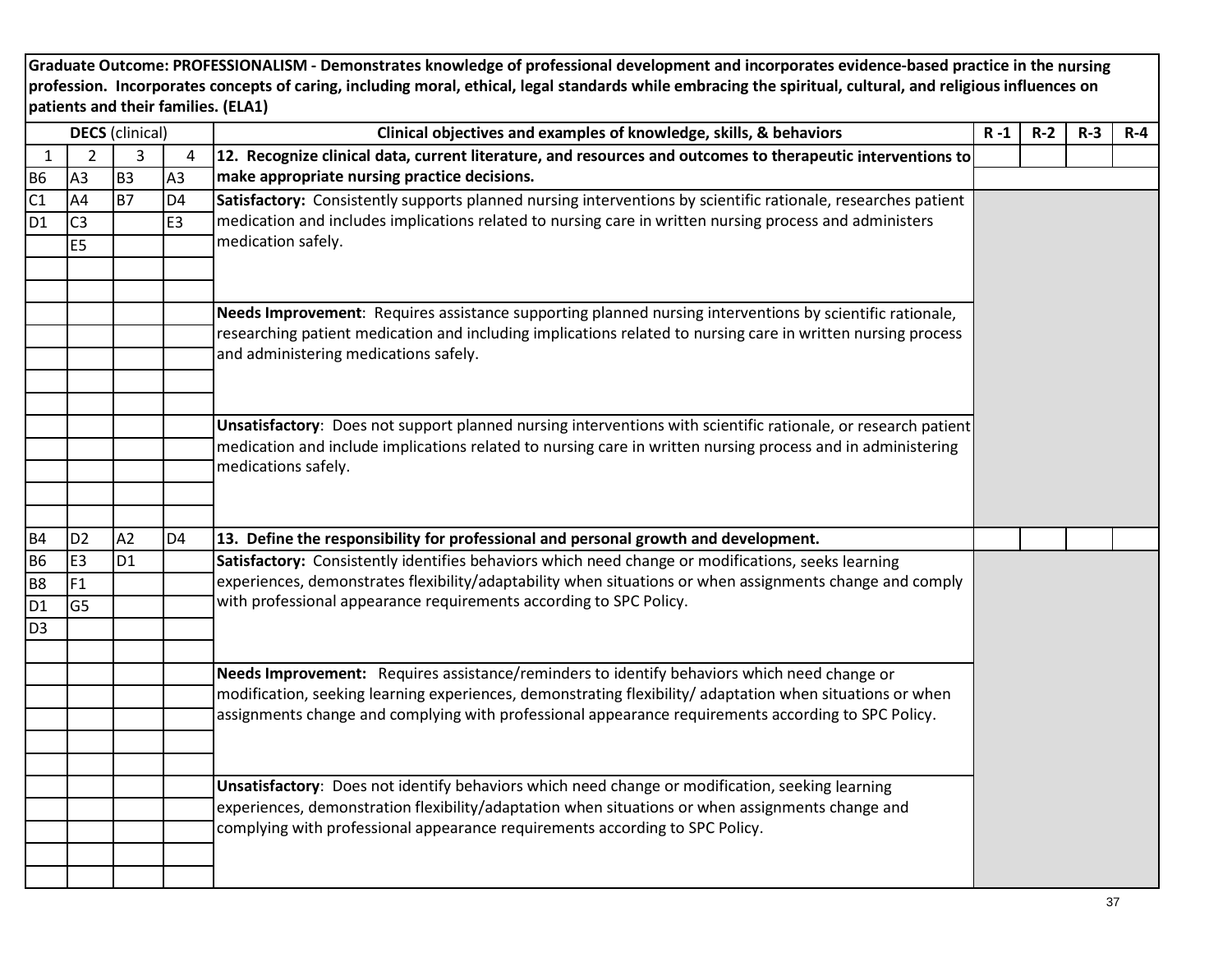**Graduate Outcome: PROFESSIONALISM - Demonstrates knowledge of professional development and incorporates evidence-based practice in the nursing profession. Incorporates concepts of caring, including moral, ethical, legal standards while embracing the spiritual, cultural, and religious influences on patients and their families. (ELA1)**

| **DECS** (clinical) | | | | **Clinical objectives and examples of knowledge, skills, & behaviors** | **R -1** | **R-2** | **R-3** | **R-4** |
|---|---|---|---|---|---|---|---|---|
| 1 | 2 | 3 | 4 | **12. Recognize clinical data, current literature, and resources and outcomes to therapeutic interventions to make appropriate nursing practice decisions.** | | | | |
| B6 | A3 | B3 | A3 | | | | | |
| C1 | A4 | B7 | D4 | **Satisfactory:** Consistently supports planned nursing interventions by scientific rationale, researches patient medication and includes implications related to nursing care in written nursing process and administers medication safely. | | | | |
| D1 | C3 | | E3 | | | | | |
| | E5 | | | | | | | |
| | | | | **Needs Improvement**: Requires assistance supporting planned nursing interventions by scientific rationale, researching patient medication and including implications related to nursing care in written nursing process and administering medications safely. | | | | |
| | | | | **Unsatisfactory**: Does not support planned nursing interventions with scientific rationale, or research patient medication and include implications related to nursing care in written nursing process and in administering medications safely. | | | | |
| B4 | D2 | A2 | D4 | **13. Define the responsibility for professional and personal growth and development.** | | | | |
| B6 | E3 | D1 | | **Satisfactory:** Consistently identifies behaviors which need change or modifications, seeks learning experiences, demonstrates flexibility/adaptability when situations or when assignments change and comply with professional appearance requirements according to SPC Policy. | | | | |
| B8 | F1 | | | | | | | |
| D1 | G5 | | | | | | | |
| D3 | | | | | | | | |
| | | | | **Needs Improvement:** Requires assistance/reminders to identify behaviors which need change or modification, seeking learning experiences, demonstrating flexibility/ adaptation when situations or when assignments change and complying with professional appearance requirements according to SPC Policy. | | | | |
| | | | | **Unsatisfactory**: Does not identify behaviors which need change or modification, seeking learning experiences, demonstration flexibility/adaptation when situations or when assignments change and complying with professional appearance requirements according to SPC Policy. | | | | |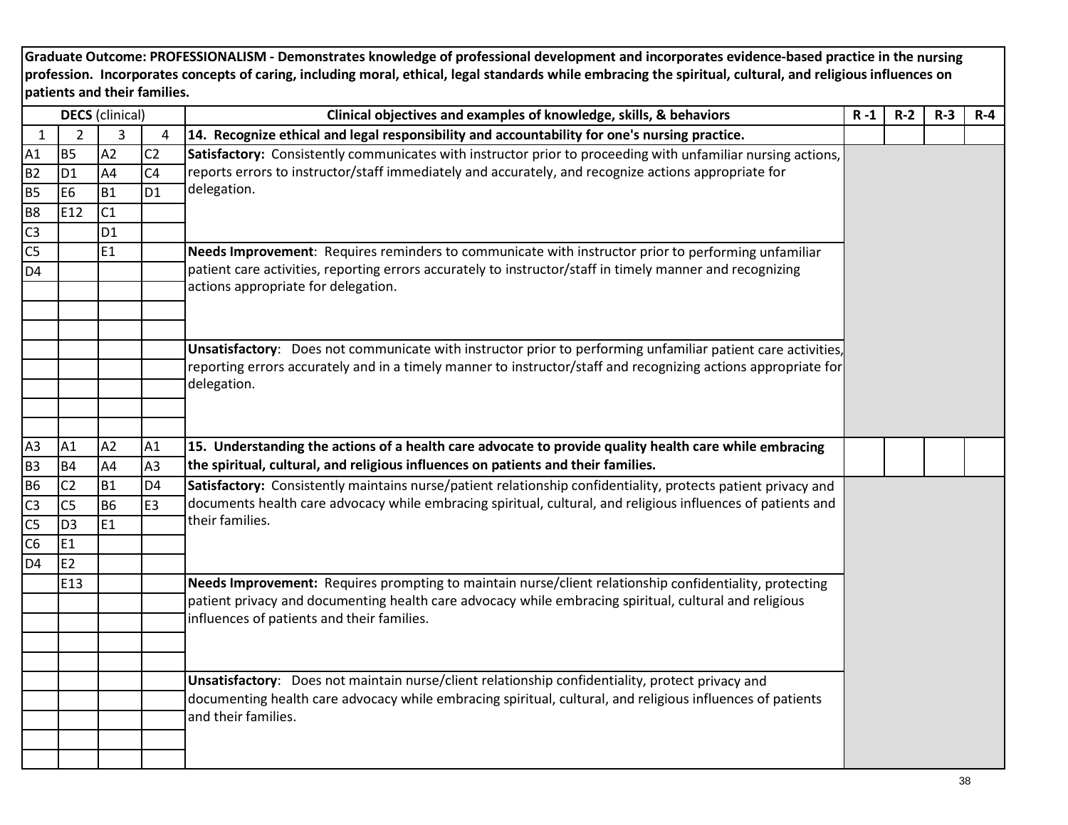**Graduate Outcome: PROFESSIONALISM - Demonstrates knowledge of professional development and incorporates evidence-based practice in the nursing profession. Incorporates concepts of caring, including moral, ethical, legal standards while embracing the spiritual, cultural, and religious influences on patients and their families.**

| **DECS** (clinical) | | | | Clinical objectives and examples of knowledge, skills, & behaviors | R -1 | R-2 | R-3 | R-4 |
|---|---|---|---|---|---|---|---|---|
| 1 | 2 | 3 | 4 | **14. Recognize ethical and legal responsibility and accountability for one's nursing practice.** | | | | |
| A1 | B5 | A2 | C2 | **Satisfactory:** Consistently communicates with instructor prior to proceeding with unfamiliar nursing actions, reports errors to instructor/staff immediately and accurately, and recognize actions appropriate for delegation. | | | | |
| B2 | D1 | A4 | C4 | | | | | |
| B5 | E6 | B1 | D1 | | | | | |
| B8 | E12 | C1 | | | | | | |
| C3 | | D1 | | | | | | |
| C5 | | E1 | | **Needs Improvement**: Requires reminders to communicate with instructor prior to performing unfamiliar patient care activities, reporting errors accurately to instructor/staff in timely manner and recognizing actions appropriate for delegation. | | | | |
| D4 | | | | | | | | |
| | | | | **Unsatisfactory**: Does not communicate with instructor prior to performing unfamiliar patient care activities, reporting errors accurately and in a timely manner to instructor/staff and recognizing actions appropriate for delegation. | | | | |
| A3 | A1 | A2 | A1 | **15. Understanding the actions of a health care advocate to provide quality health care while embracing the spiritual, cultural, and religious influences on patients and their families.** | | | | |
| B3 | B4 | A4 | A3 | | | | | |
| B6 | C2 | B1 | D4 | **Satisfactory:** Consistently maintains nurse/patient relationship confidentiality, protects patient privacy and documents health care advocacy while embracing spiritual, cultural, and religious influences of patients and their families. | | | | |
| C3 | C5 | B6 | E3 | | | | | |
| C5 | D3 | E1 | | | | | | |
| C6 | E1 | | | | | | | |
| D4 | E2 | | | | | | | |
| | E13 | | | **Needs Improvement:** Requires prompting to maintain nurse/client relationship confidentiality, protecting patient privacy and documenting health care advocacy while embracing spiritual, cultural and religious influences of patients and their families. | | | | |
| | | | | **Unsatisfactory**: Does not maintain nurse/client relationship confidentiality, protect privacy and documenting health care advocacy while embracing spiritual, cultural, and religious influences of patients and their families. | | | | |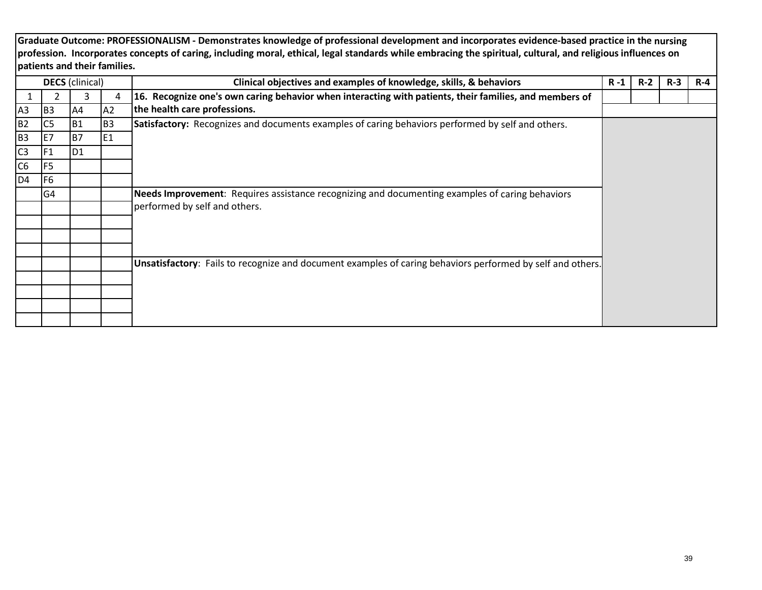**Graduate Outcome: PROFESSIONALISM - Demonstrates knowledge of professional development and incorporates evidence-based practice in the nursing profession. Incorporates concepts of caring, including moral, ethical, legal standards while embracing the spiritual, cultural, and religious influences on patients and their families.**

| **DECS** (clinical) | | | | **Clinical objectives and examples of knowledge, skills, & behaviors** | **R -1** | **R-2** | **R-3** | **R-4** |
|---|---|---|---|---|---|---|---|---|
| 1 | 2 | 3 | 4 | **16. Recognize one's own caring behavior when interacting with patients, their families, and members of the health care professions.** | | | | |
| A3 | B3 | A4 | A2 | | | | | |
| B2 | C5 | B1 | B3 | **Satisfactory:** Recognizes and documents examples of caring behaviors performed by self and others. | | | | |
| B3 | E7 | B7 | E1 | | | | | |
| C3 | F1 | D1 | | | | | | |
| C6 | F5 | | | | | | | |
| D4 | F6 | | | | | | | |
| | G4 | | | **Needs Improvement**: Requires assistance recognizing and documenting examples of caring behaviors performed by self and others. | | | | |
| | | | | | | | | |
| | | | | | | | | |
| | | | | | | | | |
| | | | | | | | | |
| | | | | **Unsatisfactory**: Fails to recognize and document examples of caring behaviors performed by self and others. | | | | |
| | | | | | | | | |
| | | | | | | | | |
| | | | | | | | | |
| | | | | | | | | |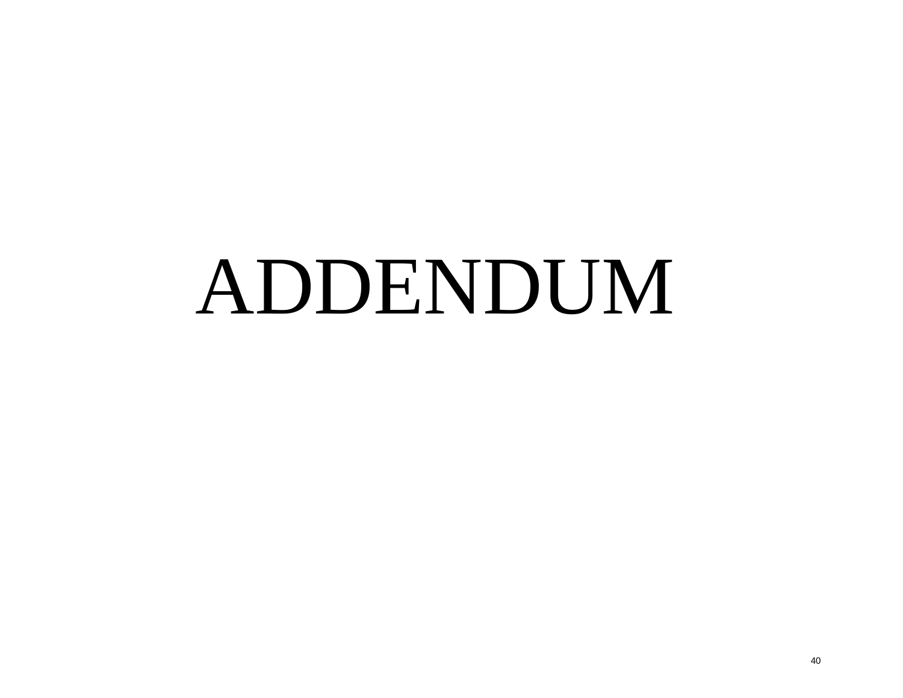# ADDENDUM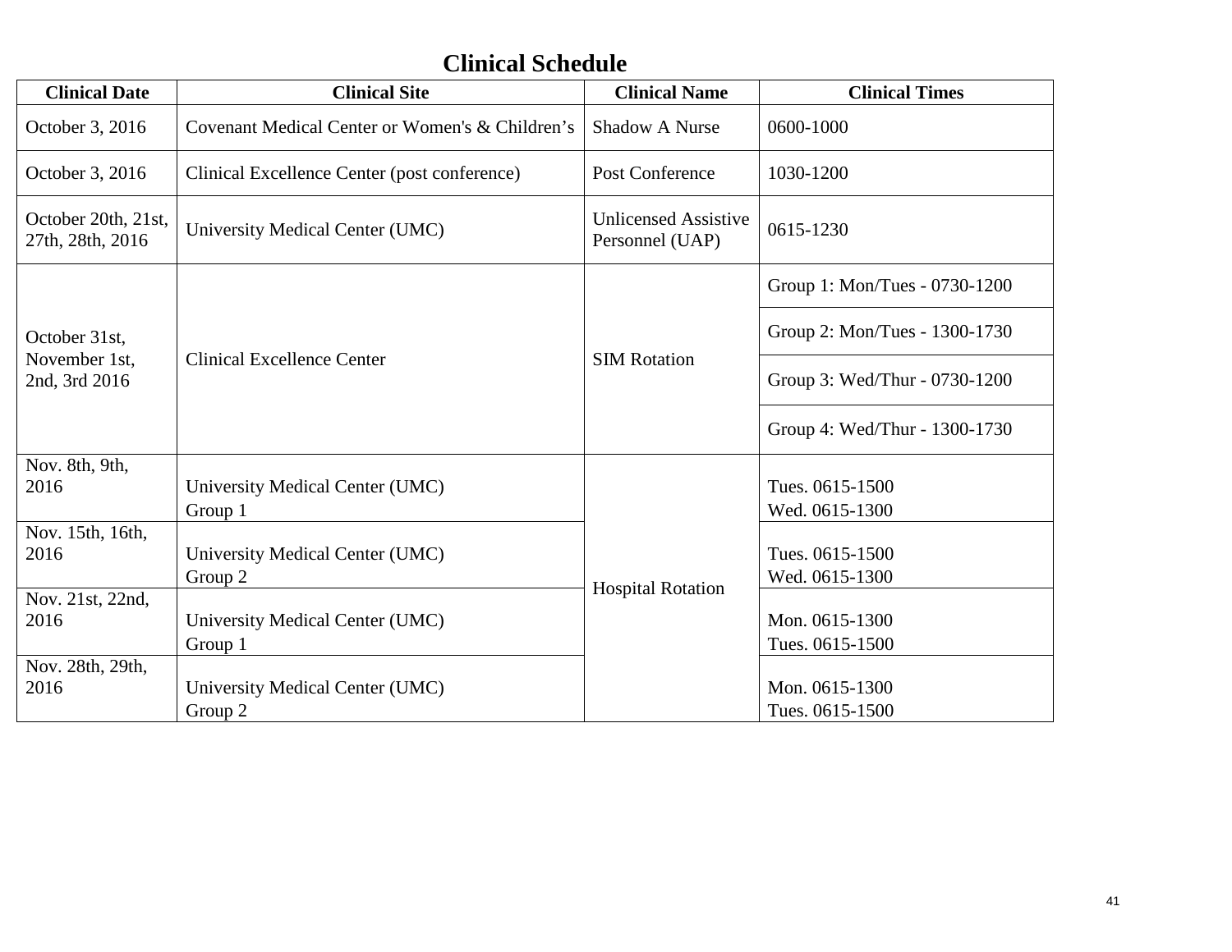## Clinical Schedule

| Clinical Date | Clinical Site | Clinical Name | Clinical Times |
|---|---|---|---|
| October 3, 2016 | Covenant Medical Center or Women's & Children's | Shadow A Nurse | 0600-1000 |
| October 3, 2016 | Clinical Excellence Center (post conference) | Post Conference | 1030-1200 |
| October 20th, 21st, 27th, 28th, 2016 | University Medical Center (UMC) | Unlicensed Assistive Personnel (UAP) | 0615-1230 |
| October 31st, November 1st, 2nd, 3rd 2016 | Clinical Excellence Center | SIM Rotation | Group 1: Mon/Tues - 0730-1200 |
| | | | Group 2: Mon/Tues - 1300-1730 |
| | | | Group 3: Wed/Thur - 0730-1200 |
| | | | Group 4: Wed/Thur - 1300-1730 |
| Nov. 8th, 9th, 2016 | University Medical Center (UMC) Group 1 | Hospital Rotation | Tues. 0615-1500 Wed. 0615-1300 |
| Nov. 15th, 16th, 2016 | University Medical Center (UMC) Group 2 | | Tues. 0615-1500 Wed. 0615-1300 |
| Nov. 21st, 22nd, 2016 | University Medical Center (UMC) Group 1 | | Mon. 0615-1300 Tues. 0615-1500 |
| Nov. 28th, 29th, 2016 | University Medical Center (UMC) Group 2 | | Mon. 0615-1300 Tues. 0615-1500 |